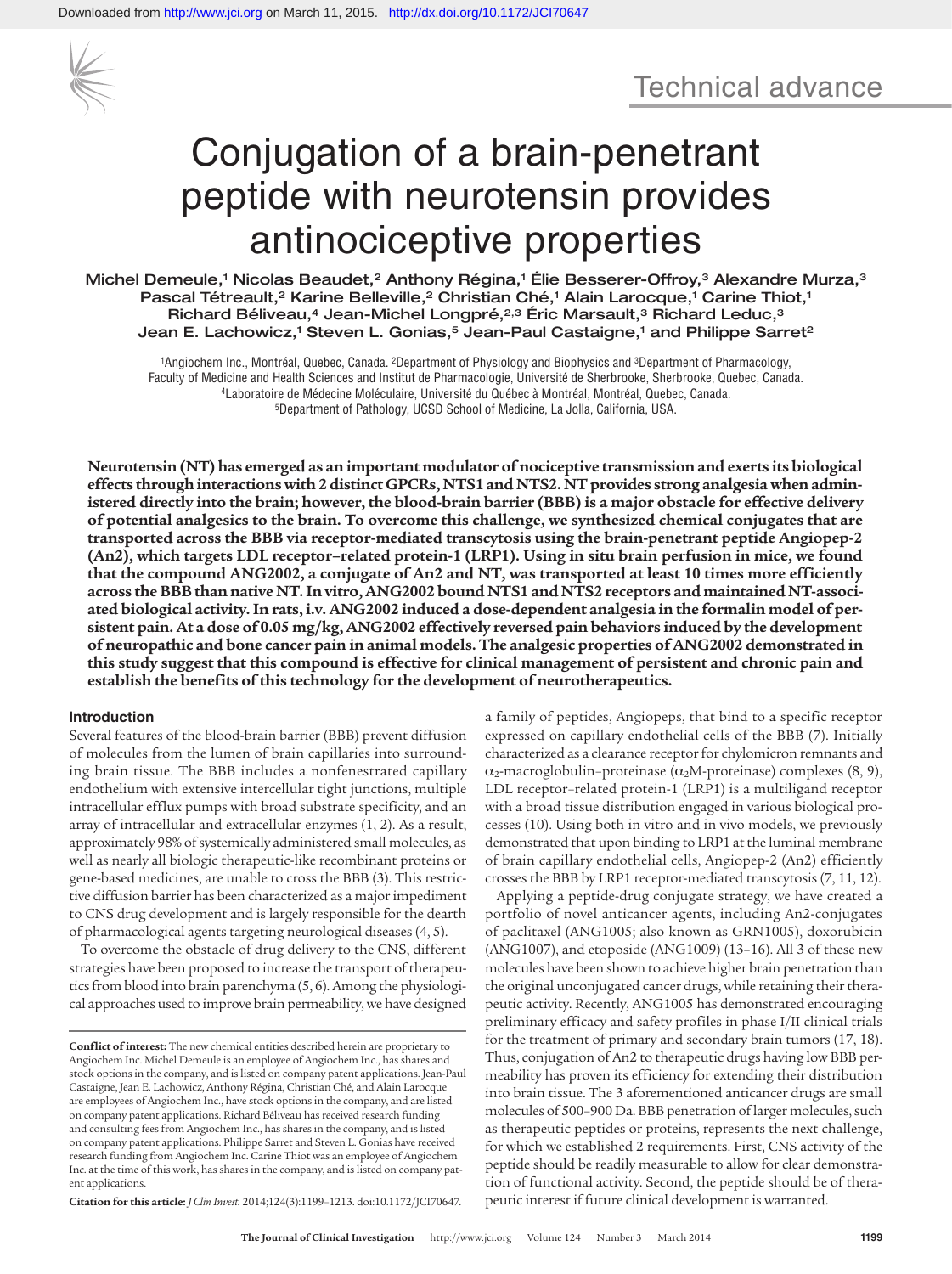# Conjugation of a brain-penetrant peptide with neurotensin provides antinociceptive properties

Michel Demeule,[1] Nicolas Beaudet,[2] Anthony Régina,[1] Élie Besserer-Offroy,[3] Alexandre Murza,[3] Pascal Tétreault,[2] Karine Belleville,[2] Christian Ché,[1] Alain Larocque,[1] Carine Thiot,[1] Richard Béliveau,[4] Jean-Michel Longpré,[2,3] Éric Marsault,[3] Richard Leduc,[3] Jean E. Lachowicz,[1] Steven L. Gonias,[5] Jean-Paul Castaigne,[1] and Philippe Sarret[2]

[1]Angiochem Inc., Montréal, Quebec, Canada. [2]Department of Physiology and Biophysics and [3]Department of Pharmacology, Faculty of Medicine and Health Sciences and Institut de Pharmacologie, Université de Sherbrooke, Sherbrooke, Quebec, Canada. [4]Laboratoire de Médecine Moléculaire, Université du Québec à Montréal, Montréal, Quebec, Canada. [5]Department of Pathology, UCSD School of Medicine, La Jolla, California, USA.

**Neurotensin (NT) has emerged as an important modulator of nociceptive transmission and exerts its biological effects through interactions with 2 distinct GPCRs, NTS1 and NTS2. NT provides strong analgesia when administered directly into the brain; however, the blood-brain barrier (BBB) is a major obstacle for effective delivery of potential analgesics to the brain. To overcome this challenge, we synthesized chemical conjugates that are transported across the BBB via receptor-mediated transcytosis using the brain-penetrant peptide Angiopep-2 (An2), which targets LDL receptor–related protein-1 (LRP1). Using in situ brain perfusion in mice, we found that the compound ANG2002, a conjugate of An2 and NT, was transported at least 10 times more efficiently across the BBB than native NT. In vitro, ANG2002 bound NTS1 and NTS2 receptors and maintained NT-associated biological activity. In rats, i.v. ANG2002 induced a dose-dependent analgesia in the formalin model of persistent pain. At a dose of 0.05 mg/kg, ANG2002 effectively reversed pain behaviors induced by the development of neuropathic and bone cancer pain in animal models. The analgesic properties of ANG2002 demonstrated in this study suggest that this compound is effective for clinical management of persistent and chronic pain and establish the benefits of this technology for the development of neurotherapeutics.**

## Introduction

Several features of the blood-brain barrier (BBB) prevent diffusion of molecules from the lumen of brain capillaries into surrounding brain tissue. The BBB includes a nonfenestrated capillary endothelium with extensive intercellular tight junctions, multiple intracellular efflux pumps with broad substrate specificity, and an array of intracellular and extracellular enzymes (1, 2). As a result, approximately 98% of systemically administered small molecules, as well as nearly all biologic therapeutic-like recombinant proteins or gene-based medicines, are unable to cross the BBB (3). This restrictive diffusion barrier has been characterized as a major impediment to CNS drug development and is largely responsible for the dearth of pharmacological agents targeting neurological diseases (4, 5).

To overcome the obstacle of drug delivery to the CNS, different strategies have been proposed to increase the transport of therapeutics from blood into brain parenchyma (5, 6). Among the physiological approaches used to improve brain permeability, we have designed a family of peptides, Angiopeps, that bind to a specific receptor expressed on capillary endothelial cells of the BBB (7). Initially characterized as a clearance receptor for chylomicron remnants and $\alpha_2$-macroglobulin–proteinase ($\alpha_2$M-proteinase) complexes (8, 9), LDL receptor–related protein-1 (LRP1) is a multiligand receptor with a broad tissue distribution engaged in various biological processes (10). Using both in vitro and in vivo models, we previously demonstrated that upon binding to LRP1 at the luminal membrane of brain capillary endothelial cells, Angiopep-2 (An2) efficiently crosses the BBB by LRP1 receptor-mediated transcytosis (7, 11, 12).

Applying a peptide-drug conjugate strategy, we have created a portfolio of novel anticancer agents, including An2-conjugates of paclitaxel (ANG1005; also known as GRN1005), doxorubicin (ANG1007), and etoposide (ANG1009) (13–16). All 3 of these new molecules have been shown to achieve higher brain penetration than the original unconjugated cancer drugs, while retaining their therapeutic activity. Recently, ANG1005 has demonstrated encouraging preliminary efficacy and safety profiles in phase I/II clinical trials for the treatment of primary and secondary brain tumors (17, 18). Thus, conjugation of An2 to therapeutic drugs having low BBB permeability has proven its efficiency for extending their distribution into brain tissue. The 3 aforementioned anticancer drugs are small molecules of 500–900 Da. BBB penetration of larger molecules, such as therapeutic peptides or proteins, represents the next challenge, for which we established 2 requirements. First, CNS activity of the peptide should be readily measurable to allow for clear demonstration of functional activity. Second, the peptide should be of therapeutic interest if future clinical development is warranted.

**Conflict of interest:** The new chemical entities described herein are proprietary to Angiochem Inc. Michel Demeule is an employee of Angiochem Inc., has shares and stock options in the company, and is listed on company patent applications. Jean-Paul Castaigne, Jean E. Lachowicz, Anthony Régina, Christian Ché, and Alain Larocque are employees of Angiochem Inc., have stock options in the company, and are listed on company patent applications. Richard Béliveau has received research funding and consulting fees from Angiochem Inc., has shares in the company, and is listed on company patent applications. Philippe Sarret and Steven L. Gonias have received research funding from Angiochem Inc. Carine Thiot was an employee of Angiochem Inc. at the time of this work, has shares in the company, and is listed on company patent applications.

**Citation for this article:** *J Clin Invest.* 2014;124(3):1199–1213. doi:10.1172/JCI70647.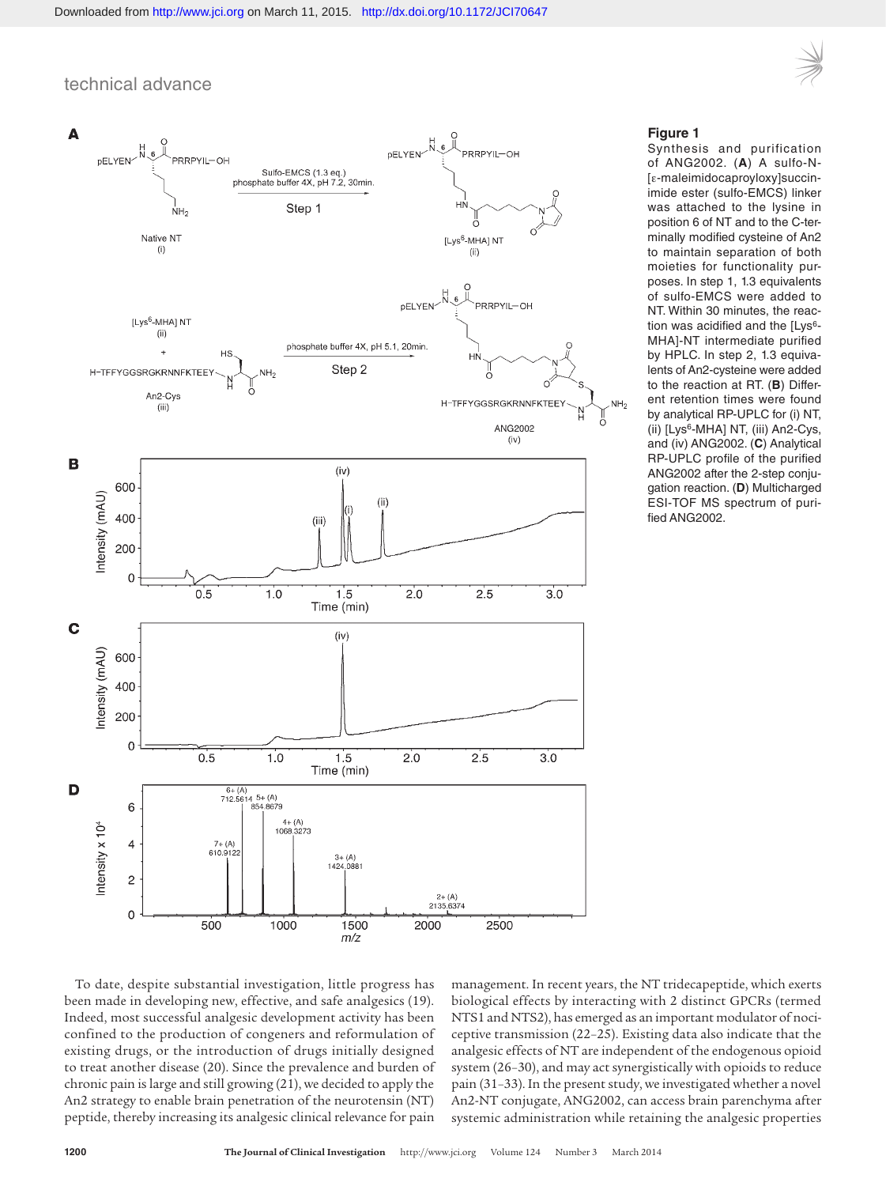**Figure 1**

Synthesis and purification of ANG2002. (**A**) A sulfo-N-[ε-maleimidocaproyloxy]succinimide ester (sulfo-EMCS) linker was attached to the lysine in position 6 of NT and to the C-terminally modified cysteine of An2 to maintain separation of both moieties for functionality purposes. In step 1, 1.3 equivalents of sulfo-EMCS were added to NT. Within 30 minutes, the reaction was acidified and the [Lys[6]-MHA]-NT intermediate purified by HPLC. In step 2, 1.3 equivalents of An2-cysteine were added to the reaction at RT. (**B**) Different retention times were found by analytical RP-UPLC for (i) NT, (ii) [Lys[6]-MHA] NT, (iii) An2-Cys, and (iv) ANG2002. (**C**) Analytical RP-UPLC profile of the purified ANG2002 after the 2-step conjugation reaction. (**D**) Multicharged ESI-TOF MS spectrum of purified ANG2002.

To date, despite substantial investigation, little progress has been made in developing new, effective, and safe analgesics (19). Indeed, most successful analgesic development activity has been confined to the production of congeners and reformulation of existing drugs, or the introduction of drugs initially designed to treat another disease (20). Since the prevalence and burden of chronic pain is large and still growing (21), we decided to apply the An2 strategy to enable brain penetration of the neurotensin (NT) peptide, thereby increasing its analgesic clinical relevance for pain management. In recent years, the NT tridecapeptide, which exerts biological effects by interacting with 2 distinct GPCRs (termed NTS1 and NTS2), has emerged as an important modulator of nociceptive transmission (22–25). Existing data also indicate that the analgesic effects of NT are independent of the endogenous opioid system (26–30), and may act synergistically with opioids to reduce pain (31–33). In the present study, we investigated whether a novel An2-NT conjugate, ANG2002, can access brain parenchyma after systemic administration while retaining the analgesic properties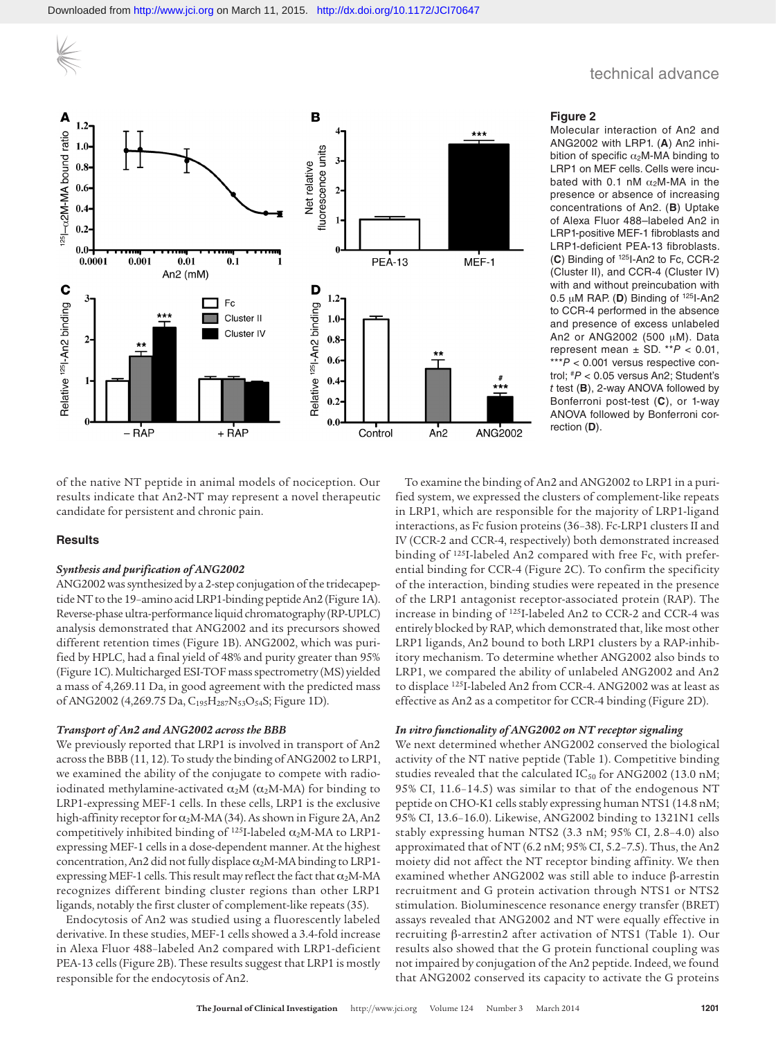**Figure 2**

Molecular interaction of An2 and ANG2002 with LRP1. (**A**) An2 inhibition of specific $\alpha_2$M-MA binding to LRP1 on MEF cells. Cells were incubated with 0.1 nM $\alpha_2$M-MA in the presence or absence of increasing concentrations of An2. (**B**) Uptake of Alexa Fluor 488–labeled An2 in LRP1-positive MEF-1 fibroblasts and LRP1-deficient PEA-13 fibroblasts. (**C**) Binding of $^{125}$I-An2 to Fc, CCR-2 (Cluster II), and CCR-4 (Cluster IV) with and without preincubation with 0.5 μM RAP. (**D**) Binding of $^{125}$I-An2 to CCR-4 performed in the absence and presence of excess unlabeled An2 or ANG2002 (500 μM). Data represent mean ± SD. **$P$ < 0.01, ***$P$ < 0.001 versus respective control; #$P$ < 0.05 versus An2; Student's $t$ test (**B**), 2-way ANOVA followed by Bonferroni post-test (**C**), or 1-way ANOVA followed by Bonferroni correction (**D**).

of the native NT peptide in animal models of nociception. Our results indicate that An2-NT may represent a novel therapeutic candidate for persistent and chronic pain.

## Results

### *Synthesis and purification of ANG2002*

ANG2002 was synthesized by a 2-step conjugation of the tridecapeptide NT to the 19–amino acid LRP1-binding peptide An2 (Figure 1A). Reverse-phase ultra-performance liquid chromatography (RP-UPLC) analysis demonstrated that ANG2002 and its precursors showed different retention times (Figure 1B). ANG2002, which was purified by HPLC, had a final yield of 48% and purity greater than 95% (Figure 1C). Multicharged ESI-TOF mass spectrometry (MS) yielded a mass of 4,269.11 Da, in good agreement with the predicted mass of ANG2002 (4,269.75 Da, $C_{195}H_{287}N_{53}O_{54}S$; Figure 1D).

### *Transport of An2 and ANG2002 across the BBB*

We previously reported that LRP1 is involved in transport of An2 across the BBB (11, 12). To study the binding of ANG2002 to LRP1, we examined the ability of the conjugate to compete with radioiodinated methylamine-activated $\alpha_2$M ($\alpha_2$M-MA) for binding to LRP1-expressing MEF-1 cells. In these cells, LRP1 is the exclusive high-affinity receptor for $\alpha_2$M-MA (34). As shown in Figure 2A, An2 competitively inhibited binding of $^{125}$I-labeled $\alpha_2$M-MA to LRP1-expressing MEF-1 cells in a dose-dependent manner. At the highest concentration, An2 did not fully displace $\alpha_2$M-MA binding to LRP1-expressing MEF-1 cells. This result may reflect the fact that $\alpha_2$M-MA recognizes different binding cluster regions than other LRP1 ligands, notably the first cluster of complement-like repeats (35).

Endocytosis of An2 was studied using a fluorescently labeled derivative. In these studies, MEF-1 cells showed a 3.4-fold increase in Alexa Fluor 488–labeled An2 compared with LRP1-deficient PEA-13 cells (Figure 2B). These results suggest that LRP1 is mostly responsible for the endocytosis of An2.

To examine the binding of An2 and ANG2002 to LRP1 in a purified system, we expressed the clusters of complement-like repeats in LRP1, which are responsible for the majority of LRP1-ligand interactions, as Fc fusion proteins (36–38). Fc-LRP1 clusters II and IV (CCR-2 and CCR-4, respectively) both demonstrated increased binding of $^{125}$I-labeled An2 compared with free Fc, with preferential binding for CCR-4 (Figure 2C). To confirm the specificity of the interaction, binding studies were repeated in the presence of the LRP1 antagonist receptor-associated protein (RAP). The increase in binding of $^{125}$I-labeled An2 to CCR-2 and CCR-4 was entirely blocked by RAP, which demonstrated that, like most other LRP1 ligands, An2 bound to both LRP1 clusters by a RAP-inhibitory mechanism. To determine whether ANG2002 also binds to LRP1, we compared the ability of unlabeled ANG2002 and An2 to displace $^{125}$I-labeled An2 from CCR-4. ANG2002 was at least as effective as An2 as a competitor for CCR-4 binding (Figure 2D).

### *In vitro functionality of ANG2002 on NT receptor signaling*

We next determined whether ANG2002 conserved the biological activity of the NT native peptide (Table 1). Competitive binding studies revealed that the calculated $IC_{50}$ for ANG2002 (13.0 nM; 95% CI, 11.6–14.5) was similar to that of the endogenous NT peptide on CHO-K1 cells stably expressing human NTS1 (14.8 nM; 95% CI, 13.6–16.0). Likewise, ANG2002 binding to 1321N1 cells stably expressing human NTS2 (3.3 nM; 95% CI, 2.8–4.0) also approximated that of NT (6.2 nM; 95% CI, 5.2–7.5). Thus, the An2 moiety did not affect the NT receptor binding affinity. We then examined whether ANG2002 was still able to induce β-arrestin recruitment and G protein activation through NTS1 or NTS2 stimulation. Bioluminescence resonance energy transfer (BRET) assays revealed that ANG2002 and NT were equally effective in recruiting β-arrestin2 after activation of NTS1 (Table 1). Our results also showed that the G protein functional coupling was not impaired by conjugation of the An2 peptide. Indeed, we found that ANG2002 conserved its capacity to activate the G proteins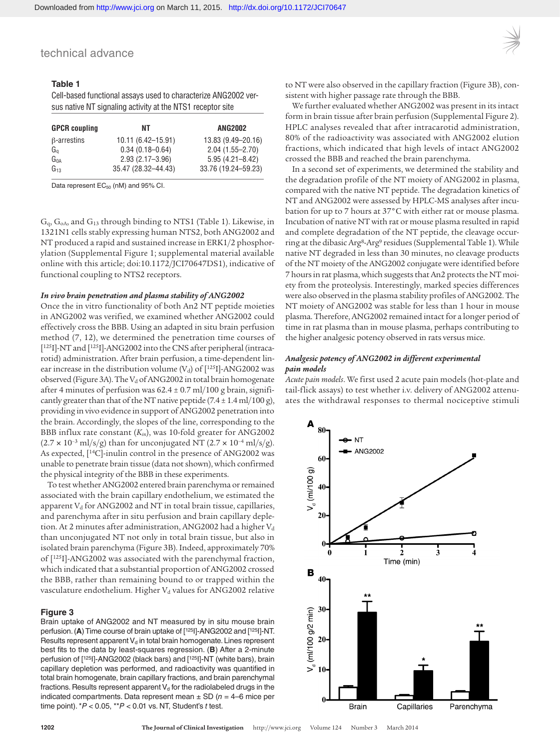### Table 1

Cell-based functional assays used to characterize ANG2002 versus native NT signaling activity at the NTS1 receptor site

| GPCR coupling | NT | ANG2002 |
|---|---|---|
| β-arrestins | 10.11 (6.42–15.91) | 13.83 (9.49–20.16) |
| $G_q$ | 0.34 (0.18–0.64) | 2.04 (1.55–2.70) |
| $G_{0A}$ | 2.93 (2.17–3.96) | 5.95 (4.21–8.42) |
| $G_{13}$ | 35.47 (28.32–44.43) | 33.76 (19.24–59.23) |

Data represent $EC_{50}$ (nM) and 95% CI.

$G_q$, $G_{OA}$, and $G_{13}$ through binding to NTS1 (Table 1). Likewise, in 1321N1 cells stably expressing human NTS2, both ANG2002 and NT produced a rapid and sustained increase in ERK1/2 phosphorylation (Supplemental Figure 1; supplemental material available online with this article; doi:10.1172/JCI70647DS1), indicative of functional coupling to NTS2 receptors.

*In vivo brain penetration and plasma stability of ANG2002*

Once the in vitro functionality of both An2 NT peptide moieties in ANG2002 was verified, we examined whether ANG2002 could effectively cross the BBB. Using an adapted in situ brain perfusion method (7, 12), we determined the penetration time courses of [$^{125}$I]-NT and [$^{125}$I]-ANG2002 into the CNS after peripheral (intracarotid) administration. After brain perfusion, a time-dependent linear increase in the distribution volume ($V_d$) of [$^{125}$I]-ANG2002 was observed (Figure 3A). The $V_d$ of ANG2002 in total brain homogenate after 4 minutes of perfusion was 62.4 ± 0.7 ml/100 g brain, significantly greater than that of the NT native peptide (7.4 ± 1.4 ml/100 g), providing in vivo evidence in support of ANG2002 penetration into the brain. Accordingly, the slopes of the line, corresponding to the BBB influx rate constant ($K_{in}$), was 10-fold greater for ANG2002 ($2.7 \times 10^{-3}$ ml/s/g) than for unconjugated NT ($2.7 \times 10^{-4}$ ml/s/g). As expected, [$^{14}$C]-inulin control in the presence of ANG2002 was unable to penetrate brain tissue (data not shown), which confirmed the physical integrity of the BBB in these experiments.

To test whether ANG2002 entered brain parenchyma or remained associated with the brain capillary endothelium, we estimated the apparent $V_d$ for ANG2002 and NT in total brain tissue, capillaries, and parenchyma after in situ perfusion and brain capillary depletion. At 2 minutes after administration, ANG2002 had a higher $V_d$ than unconjugated NT not only in total brain tissue, but also in isolated brain parenchyma (Figure 3B). Indeed, approximately 70% of [$^{125}$I]-ANG2002 was associated with the parenchymal fraction, which indicated that a substantial proportion of ANG2002 crossed the BBB, rather than remaining bound to or trapped within the vasculature endothelium. Higher $V_d$ values for ANG2002 relative to NT were also observed in the capillary fraction (Figure 3B), consistent with higher passage rate through the BBB.

We further evaluated whether ANG2002 was present in its intact form in brain tissue after brain perfusion (Supplemental Figure 2). HPLC analyses revealed that after intracarotid administration, 80% of the radioactivity was associated with ANG2002 elution fractions, which indicated that high levels of intact ANG2002 crossed the BBB and reached the brain parenchyma.

In a second set of experiments, we determined the stability and the degradation profile of the NT moiety of ANG2002 in plasma, compared with the native NT peptide. The degradation kinetics of NT and ANG2002 were assessed by HPLC-MS analyses after incubation for up to 7 hours at 37°C with either rat or mouse plasma. Incubation of native NT with rat or mouse plasma resulted in rapid and complete degradation of the NT peptide, the cleavage occurring at the dibasic Arg[8]-Arg[9] residues (Supplemental Table 1). While native NT degraded in less than 30 minutes, no cleavage products of the NT moiety of the ANG2002 conjugate were identified before 7 hours in rat plasma, which suggests that An2 protects the NT moiety from the proteolysis. Interestingly, marked species differences were also observed in the plasma stability profiles of ANG2002. The NT moiety of ANG2002 was stable for less than 1 hour in mouse plasma. Therefore, ANG2002 remained intact for a longer period of time in rat plasma than in mouse plasma, perhaps contributing to the higher analgesic potency observed in rats versus mice.

*Analgesic potency of ANG2002 in different experimental pain models*

*Acute pain models.* We first used 2 acute pain models (hot-plate and tail-flick assays) to test whether i.v. delivery of ANG2002 attenuates the withdrawal responses to thermal nociceptive stimuli

**Figure 3**

Brain uptake of ANG2002 and NT measured by in situ brain mouse perfusion. (**A**) Time course of brain uptake of [$^{125}$I]-ANG2002 and [$^{125}$I]-NT. Results represent apparent $V_d$ in total brain homogenate. Lines represent best fits to the data by least-squares regression. (**B**) After a 2-minute perfusion of [$^{125}$I]-ANG2002 (black bars) and [$^{125}$I]-NT (white bars), brain capillary depletion was performed, and radioactivity was quantified in total brain homogenate, brain capillary fractions, and brain parenchymal fractions. Results represent apparent $V_d$ for the radiolabeled drugs in the indicated compartments. Data represent mean ± SD ($n$ = 4–6 mice per time point). \*$P < 0.05$, \*\*$P < 0.01$ vs. NT, Student's $t$ test.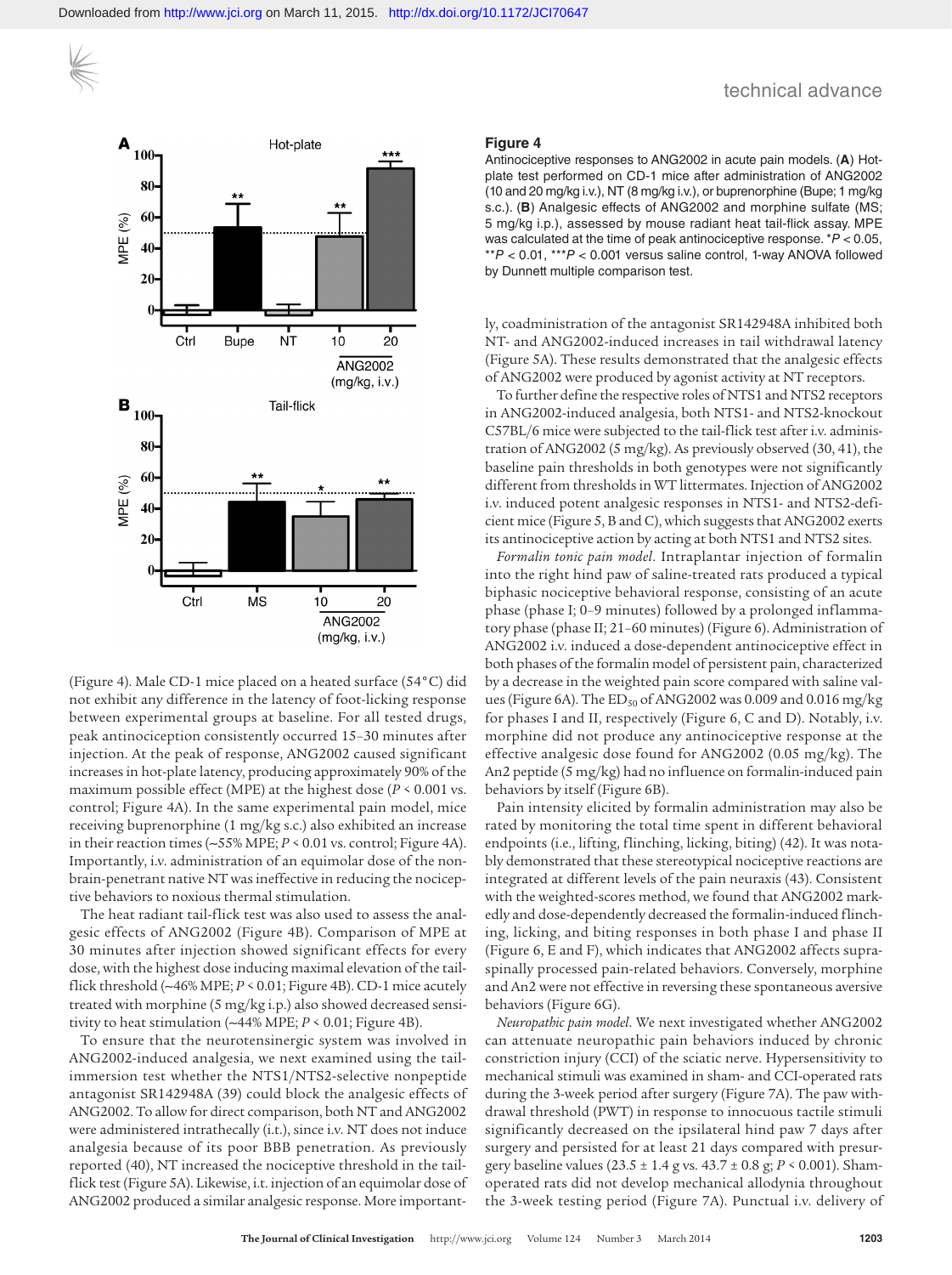**Figure 4**

Antinociceptive responses to ANG2002 in acute pain models. (**A**) Hot-plate test performed on CD-1 mice after administration of ANG2002 (10 and 20 mg/kg i.v.), NT (8 mg/kg i.v.), or buprenorphine (Bupe; 1 mg/kg s.c.). (**B**) Analgesic effects of ANG2002 and morphine sulfate (MS; 5 mg/kg i.p.), assessed by mouse radiant heat tail-flick assay. MPE was calculated at the time of peak antinociceptive response. *$P < 0.05$, **$P < 0.01$, ***$P < 0.001$ versus saline control, 1-way ANOVA followed by Dunnett multiple comparison test.

(Figure 4). Male CD-1 mice placed on a heated surface (54°C) did not exhibit any difference in the latency of foot-licking response between experimental groups at baseline. For all tested drugs, peak antinociception consistently occurred 15–30 minutes after injection. At the peak of response, ANG2002 caused significant increases in hot-plate latency, producing approximately 90% of the maximum possible effect (MPE) at the highest dose ($P < 0.001$ vs. control; Figure 4A). In the same experimental pain model, mice receiving buprenorphine (1 mg/kg s.c.) also exhibited an increase in their reaction times (~55% MPE; $P < 0.01$ vs. control; Figure 4A). Importantly, i.v. administration of an equimolar dose of the non-brain-penetrant native NT was ineffective in reducing the nociceptive behaviors to noxious thermal stimulation.

The heat radiant tail-flick test was also used to assess the analgesic effects of ANG2002 (Figure 4B). Comparison of MPE at 30 minutes after injection showed significant effects for every dose, with the highest dose inducing maximal elevation of the tail-flick threshold (~46% MPE; $P < 0.01$; Figure 4B). CD-1 mice acutely treated with morphine (5 mg/kg i.p.) also showed decreased sensitivity to heat stimulation (~44% MPE; $P < 0.01$; Figure 4B).

To ensure that the neurotensinergic system was involved in ANG2002-induced analgesia, we next examined using the tail-immersion test whether the NTS1/NTS2-selective nonpeptide antagonist SR142948A (39) could block the analgesic effects of ANG2002. To allow for direct comparison, both NT and ANG2002 were administered intrathecally (i.t.), since i.v. NT does not induce analgesia because of its poor BBB penetration. As previously reported (40), NT increased the nociceptive threshold in the tail-flick test (Figure 5A). Likewise, i.t. injection of an equimolar dose of ANG2002 produced a similar analgesic response. More importantly, coadministration of the antagonist SR142948A inhibited both NT- and ANG2002-induced increases in tail withdrawal latency (Figure 5A). These results demonstrated that the analgesic effects of ANG2002 were produced by agonist activity at NT receptors.

To further define the respective roles of NTS1 and NTS2 receptors in ANG2002-induced analgesia, both NTS1- and NTS2-knockout C57BL/6 mice were subjected to the tail-flick test after i.v. administration of ANG2002 (5 mg/kg). As previously observed (30, 41), the baseline pain thresholds in both genotypes were not significantly different from thresholds in WT littermates. Injection of ANG2002 i.v. induced potent analgesic responses in NTS1- and NTS2-deficient mice (Figure 5, B and C), which suggests that ANG2002 exerts its antinociceptive action by acting at both NTS1 and NTS2 sites.

*Formalin tonic pain model*. Intraplantar injection of formalin into the right hind paw of saline-treated rats produced a typical biphasic nociceptive behavioral response, consisting of an acute phase (phase I; 0–9 minutes) followed by a prolonged inflammatory phase (phase II; 21–60 minutes) (Figure 6). Administration of ANG2002 i.v. induced a dose-dependent antinociceptive effect in both phases of the formalin model of persistent pain, characterized by a decrease in the weighted pain score compared with saline values (Figure 6A). The $ED_{50}$ of ANG2002 was 0.009 and 0.016 mg/kg for phases I and II, respectively (Figure 6, C and D). Notably, i.v. morphine did not produce any antinociceptive response at the effective analgesic dose found for ANG2002 (0.05 mg/kg). The An2 peptide (5 mg/kg) had no influence on formalin-induced pain behaviors by itself (Figure 6B).

Pain intensity elicited by formalin administration may also be rated by monitoring the total time spent in different behavioral endpoints (i.e., lifting, flinching, licking, biting) (42). It was notably demonstrated that these stereotypical nociceptive reactions are integrated at different levels of the pain neuraxis (43). Consistent with the weighted-scores method, we found that ANG2002 markedly and dose-dependently decreased the formalin-induced flinching, licking, and biting responses in both phase I and phase II (Figure 6, E and F), which indicates that ANG2002 affects supraspinally processed pain-related behaviors. Conversely, morphine and An2 were not effective in reversing these spontaneous aversive behaviors (Figure 6G).

*Neuropathic pain model*. We next investigated whether ANG2002 can attenuate neuropathic pain behaviors induced by chronic constriction injury (CCI) of the sciatic nerve. Hypersensitivity to mechanical stimuli was examined in sham- and CCI-operated rats during the 3-week period after surgery (Figure 7A). The paw withdrawal threshold (PWT) in response to innocuous tactile stimuli significantly decreased on the ipsilateral hind paw 7 days after surgery and persisted for at least 21 days compared with presurgery baseline values (23.5 ± 1.4 g vs. 43.7 ± 0.8 g; $P < 0.001$). Sham-operated rats did not develop mechanical allodynia throughout the 3-week testing period (Figure 7A). Punctual i.v. delivery of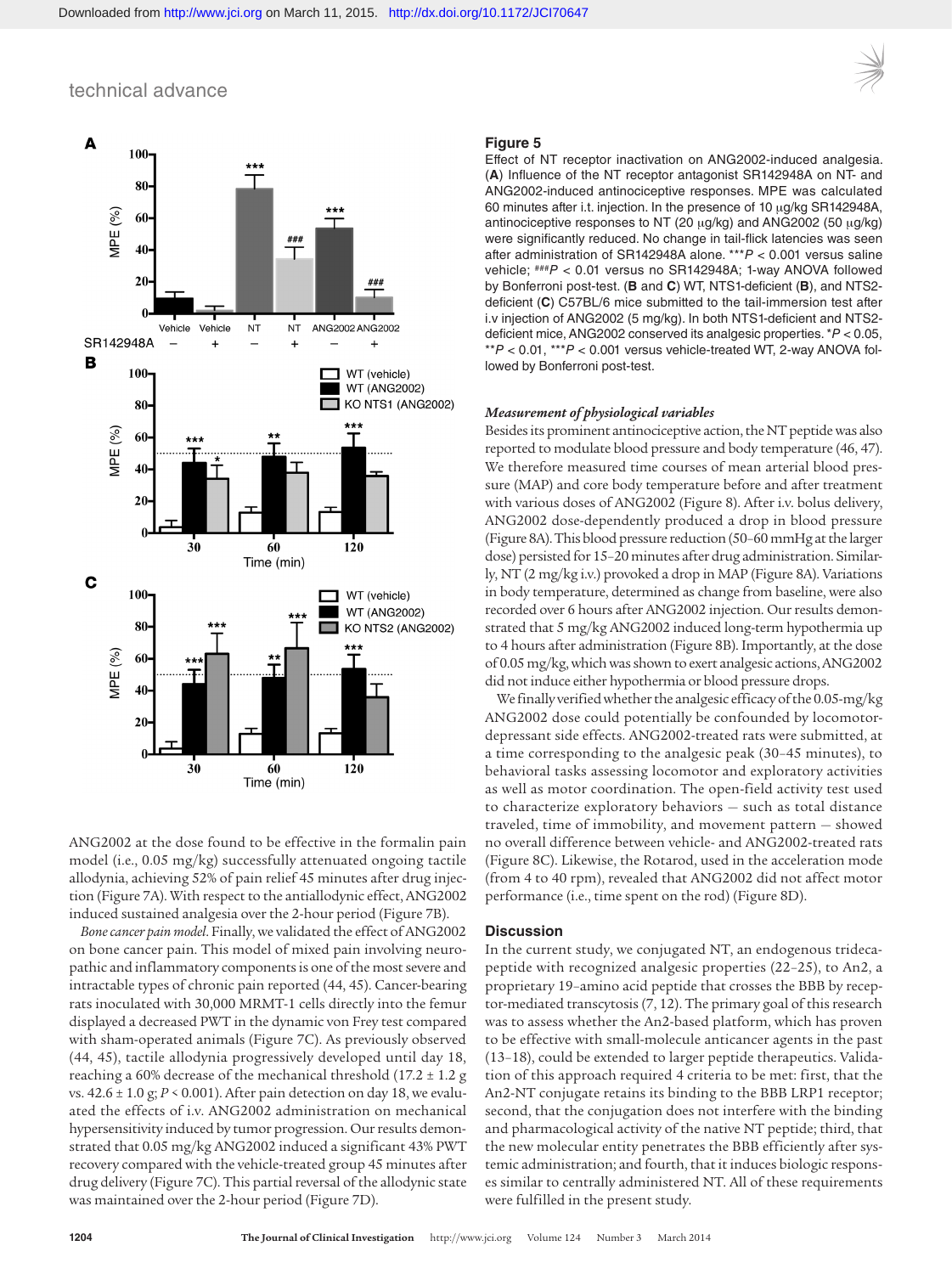**Figure 5**

Effect of NT receptor inactivation on ANG2002-induced analgesia. (**A**) Influence of the NT receptor antagonist SR142948A on NT- and ANG2002-induced antinociceptive responses. MPE was calculated 60 minutes after i.t. injection. In the presence of 10 μg/kg SR142948A, antinociceptive responses to NT (20 μg/kg) and ANG2002 (50 μg/kg) were significantly reduced. No change in tail-flick latencies was seen after administration of SR142948A alone. ***$P < 0.001$ versus saline vehicle; ###$P < 0.01$ versus no SR142948A; 1-way ANOVA followed by Bonferroni post-test. (**B** and **C**) WT, NTS1-deficient (**B**), and NTS2-deficient (**C**) C57BL/6 mice submitted to the tail-immersion test after i.v injection of ANG2002 (5 mg/kg). In both NTS1-deficient and NTS2-deficient mice, ANG2002 conserved its analgesic properties. *$P < 0.05$, **$P < 0.01$, ***$P < 0.001$ versus vehicle-treated WT, 2-way ANOVA followed by Bonferroni post-test.

ANG2002 at the dose found to be effective in the formalin pain model (i.e., 0.05 mg/kg) successfully attenuated ongoing tactile allodynia, achieving 52% of pain relief 45 minutes after drug injection (Figure 7A). With respect to the antiallodynic effect, ANG2002 induced sustained analgesia over the 2-hour period (Figure 7B).

*Bone cancer pain model.* Finally, we validated the effect of ANG2002 on bone cancer pain. This model of mixed pain involving neuropathic and inflammatory components is one of the most severe and intractable types of chronic pain reported (44, 45). Cancer-bearing rats inoculated with 30,000 MRMT-1 cells directly into the femur displayed a decreased PWT in the dynamic von Frey test compared with sham-operated animals (Figure 7C). As previously observed (44, 45), tactile allodynia progressively developed until day 18, reaching a 60% decrease of the mechanical threshold (17.2 ± 1.2 g vs. 42.6 ± 1.0 g; $P < 0.001$). After pain detection on day 18, we evaluated the effects of i.v. ANG2002 administration on mechanical hypersensitivity induced by tumor progression. Our results demonstrated that 0.05 mg/kg ANG2002 induced a significant 43% PWT recovery compared with the vehicle-treated group 45 minutes after drug delivery (Figure 7C). This partial reversal of the allodynic state was maintained over the 2-hour period (Figure 7D).

*Measurement of physiological variables*

Besides its prominent antinociceptive action, the NT peptide was also reported to modulate blood pressure and body temperature (46, 47). We therefore measured time courses of mean arterial blood pressure (MAP) and core body temperature before and after treatment with various doses of ANG2002 (Figure 8). After i.v. bolus delivery, ANG2002 dose-dependently produced a drop in blood pressure (Figure 8A). This blood pressure reduction (50–60 mmHg at the larger dose) persisted for 15–20 minutes after drug administration. Similarly, NT (2 mg/kg i.v.) provoked a drop in MAP (Figure 8A). Variations in body temperature, determined as change from baseline, were also recorded over 6 hours after ANG2002 injection. Our results demonstrated that 5 mg/kg ANG2002 induced long-term hypothermia up to 4 hours after administration (Figure 8B). Importantly, at the dose of 0.05 mg/kg, which was shown to exert analgesic actions, ANG2002 did not induce either hypothermia or blood pressure drops.

We finally verified whether the analgesic efficacy of the 0.05-mg/kg ANG2002 dose could potentially be confounded by locomotor-depressant side effects. ANG2002-treated rats were submitted, at a time corresponding to the analgesic peak (30–45 minutes), to behavioral tasks assessing locomotor and exploratory activities as well as motor coordination. The open-field activity test used to characterize exploratory behaviors — such as total distance traveled, time of immobility, and movement pattern — showed no overall difference between vehicle- and ANG2002-treated rats (Figure 8C). Likewise, the Rotarod, used in the acceleration mode (from 4 to 40 rpm), revealed that ANG2002 did not affect motor performance (i.e., time spent on the rod) (Figure 8D).

## Discussion

In the current study, we conjugated NT, an endogenous tridecapeptide with recognized analgesic properties (22–25), to An2, a proprietary 19–amino acid peptide that crosses the BBB by receptor-mediated transcytosis (7, 12). The primary goal of this research was to assess whether the An2-based platform, which has proven to be effective with small-molecule anticancer agents in the past (13–18), could be extended to larger peptide therapeutics. Validation of this approach required 4 criteria to be met: first, that the An2-NT conjugate retains its binding to the BBB LRP1 receptor; second, that the conjugation does not interfere with the binding and pharmacological activity of the native NT peptide; third, that the new molecular entity penetrates the BBB efficiently after systemic administration; and fourth, that it induces biologic responses similar to centrally administered NT. All of these requirements were fulfilled in the present study.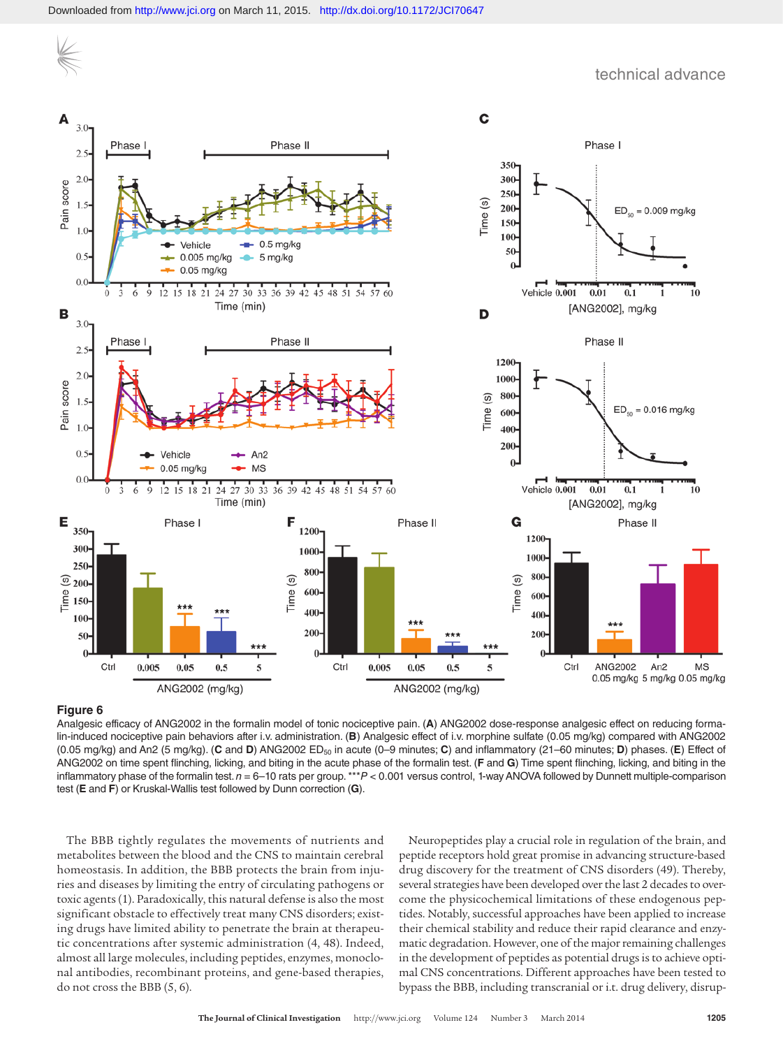**Figure 6**

Analgesic efficacy of ANG2002 in the formalin model of tonic nociceptive pain. (**A**) ANG2002 dose-response analgesic effect on reducing formalin-induced nociceptive pain behaviors after i.v. administration. (**B**) Analgesic effect of i.v. morphine sulfate (0.05 mg/kg) compared with ANG2002 (0.05 mg/kg) and An2 (5 mg/kg). (**C** and **D**) ANG2002 $ED_{50}$ in acute (0–9 minutes; **C**) and inflammatory (21–60 minutes; **D**) phases. (**E**) Effect of ANG2002 on time spent flinching, licking, and biting in the acute phase of the formalin test. (**F** and **G**) Time spent flinching, licking, and biting in the inflammatory phase of the formalin test. $n$ = 6–10 rats per group. ***$P < 0.001$ versus control, 1-way ANOVA followed by Dunnett multiple-comparison test (**E** and **F**) or Kruskal-Wallis test followed by Dunn correction (**G**).

The BBB tightly regulates the movements of nutrients and metabolites between the blood and the CNS to maintain cerebral homeostasis. In addition, the BBB protects the brain from injuries and diseases by limiting the entry of circulating pathogens or toxic agents (1). Paradoxically, this natural defense is also the most significant obstacle to effectively treat many CNS disorders; existing drugs have limited ability to penetrate the brain at therapeutic concentrations after systemic administration (4, 48). Indeed, almost all large molecules, including peptides, enzymes, monoclonal antibodies, recombinant proteins, and gene-based therapies, do not cross the BBB (5, 6).

Neuropeptides play a crucial role in regulation of the brain, and peptide receptors hold great promise in advancing structure-based drug discovery for the treatment of CNS disorders (49). Thereby, several strategies have been developed over the last 2 decades to overcome the physicochemical limitations of these endogenous peptides. Notably, successful approaches have been applied to increase their chemical stability and reduce their rapid clearance and enzymatic degradation. However, one of the major remaining challenges in the development of peptides as potential drugs is to achieve optimal CNS concentrations. Different approaches have been tested to bypass the BBB, including transcranial or i.t. drug delivery, disrup-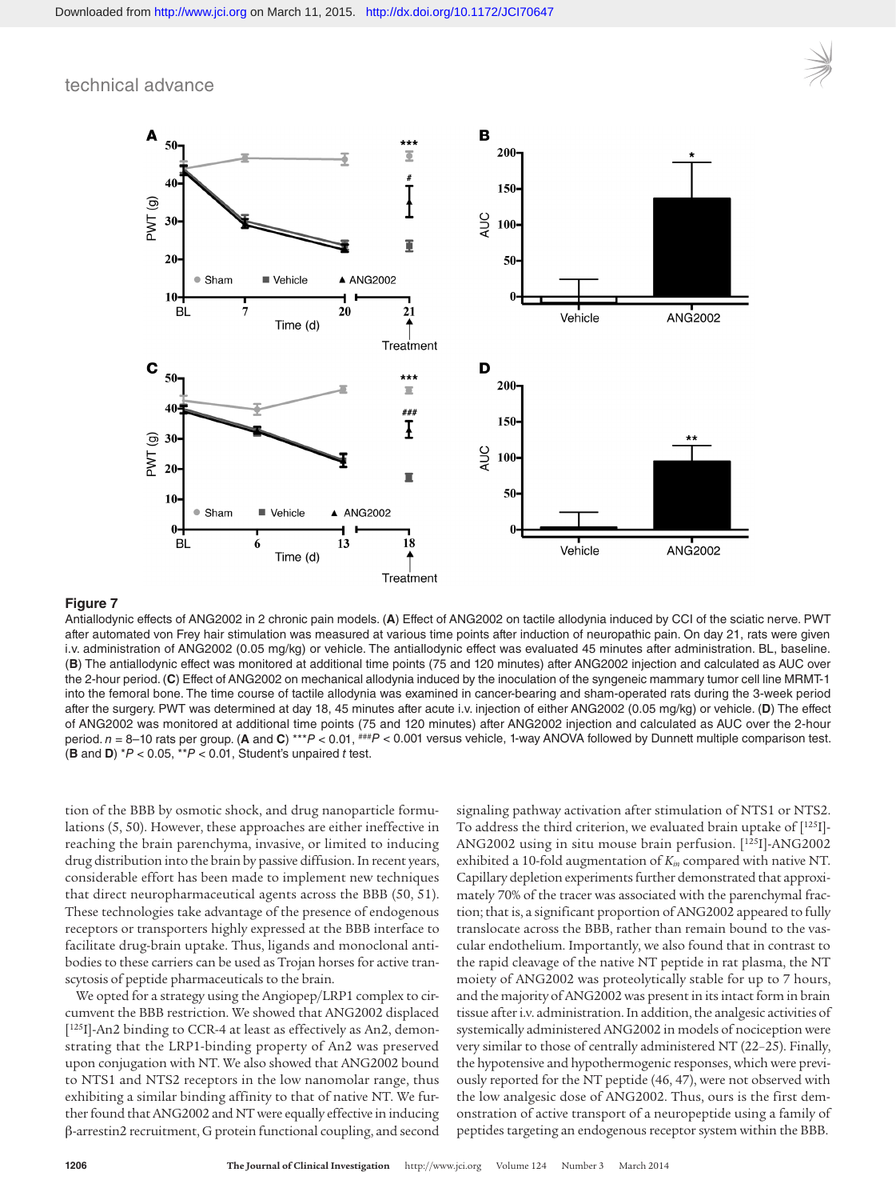**Figure 7**

Antiallodynic effects of ANG2002 in 2 chronic pain models. (**A**) Effect of ANG2002 on tactile allodynia induced by CCI of the sciatic nerve. PWT after automated von Frey hair stimulation was measured at various time points after induction of neuropathic pain. On day 21, rats were given i.v. administration of ANG2002 (0.05 mg/kg) or vehicle. The antiallodynic effect was evaluated 45 minutes after administration. BL, baseline. (**B**) The antiallodynic effect was monitored at additional time points (75 and 120 minutes) after ANG2002 injection and calculated as AUC over the 2-hour period. (**C**) Effect of ANG2002 on mechanical allodynia induced by the inoculation of the syngeneic mammary tumor cell line MRMT-1 into the femoral bone. The time course of tactile allodynia was examined in cancer-bearing and sham-operated rats during the 3-week period after the surgery. PWT was determined at day 18, 45 minutes after acute i.v. injection of either ANG2002 (0.05 mg/kg) or vehicle. (**D**) The effect of ANG2002 was monitored at additional time points (75 and 120 minutes) after ANG2002 injection and calculated as AUC over the 2-hour period. $n$ = 8–10 rats per group. (**A** and **C**) ***$P$ < 0.01, ###$P$ < 0.001 versus vehicle, 1-way ANOVA followed by Dunnett multiple comparison test. (**B** and **D**) *$P$ < 0.05, **$P$ < 0.01, Student's unpaired $t$ test.

tion of the BBB by osmotic shock, and drug nanoparticle formulations (5, 50). However, these approaches are either ineffective in reaching the brain parenchyma, invasive, or limited to inducing drug distribution into the brain by passive diffusion. In recent years, considerable effort has been made to implement new techniques that direct neuropharmaceutical agents across the BBB (50, 51). These techniques take advantage of the presence of endogenous receptors or transporters highly expressed at the BBB interface to facilitate drug-brain uptake. Thus, ligands and monoclonal antibodies to these carriers can be used as Trojan horses for active transcytosis of peptide pharmaceuticals to the brain.

We opted for a strategy using the Angiopep/LRP1 complex to circumvent the BBB restriction. We showed that ANG2002 displaced [125I]-An2 binding to CCR-4 at least as effectively as An2, demonstrating that the LRP1-binding property of An2 was preserved upon conjugation with NT. We also showed that ANG2002 bound to NTS1 and NTS2 receptors in the low nanomolar range, thus exhibiting a similar binding affinity to that of native NT. We further found that ANG2002 and NT were equally effective in inducing β-arrestin2 recruitment, G protein functional coupling, and second signaling pathway activation after stimulation of NTS1 or NTS2. To address the third criterion, we evaluated brain uptake of [125I]-ANG2002 using in situ mouse brain perfusion. [125I]-ANG2002 exhibited a 10-fold augmentation of $K_{in}$ compared with native NT. Capillary depletion experiments further demonstrated that approximately 70% of the tracer was associated with the parenchymal fraction; that is, a significant proportion of ANG2002 appeared to fully translocate across the BBB, rather than remain bound to the vascular endothelium. Importantly, we also found that in contrast to the rapid cleavage of the native NT peptide in rat plasma, the NT moiety of ANG2002 was proteolytically stable for up to 7 hours, and the majority of ANG2002 was present in its intact form in brain tissue after i.v. administration. In addition, the analgesic activities of systemically administered ANG2002 in models of nociception were very similar to those of centrally administered NT (22–25). Finally, the hypotensive and hypothermogenic responses, which were previously reported for the NT peptide (46, 47), were not observed with the low analgesic dose of ANG2002. Thus, ours is the first demonstration of active transport of a neuropeptide using a family of peptides targeting an endogenous receptor system within the BBB.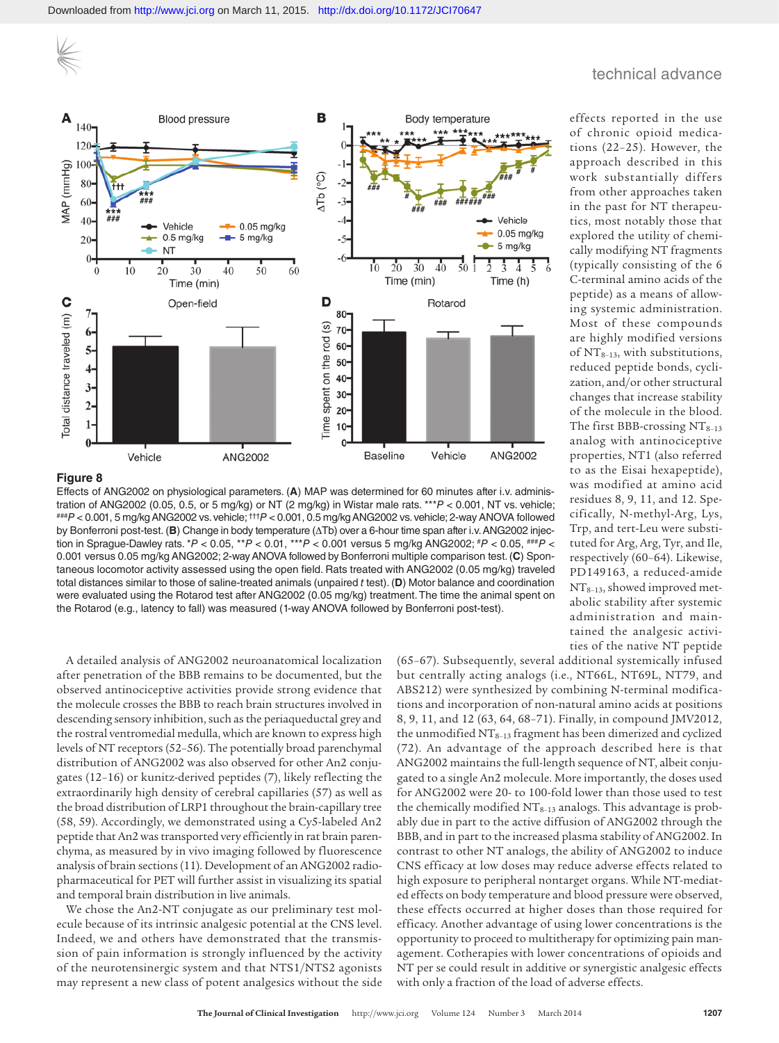Figure 8

Effects of ANG2002 on physiological parameters. (**A**) MAP was determined for 60 minutes after i.v. administration of ANG2002 (0.05, 0.5, or 5 mg/kg) or NT (2 mg/kg) in Wistar male rats. ***$P < 0.001$, NT vs. vehicle; ###$P < 0.001$, 5 mg/kg ANG2002 vs. vehicle; †††$P < 0.001$, 0.5 mg/kg ANG2002 vs. vehicle; 2-way ANOVA followed by Bonferroni post-test. (**B**) Change in body temperature (ΔTb) over a 6-hour time span after i.v. ANG2002 injection in Sprague-Dawley rats. *$P < 0.05$, **$P < 0.01$, ***$P < 0.001$ versus 5 mg/kg ANG2002; #$P < 0.05$, ###$P < 0.001$ versus 0.05 mg/kg ANG2002; 2-way ANOVA followed by Bonferroni multiple comparison test. (**C**) Spontaneous locomotor activity assessed using the open field. Rats treated with ANG2002 (0.05 mg/kg) traveled total distances similar to those of saline-treated animals (unpaired *t* test). (**D**) Motor balance and coordination were evaluated using the Rotarod test after ANG2002 (0.05 mg/kg) treatment. The time the animal spent on the Rotarod (e.g., latency to fall) was measured (1-way ANOVA followed by Bonferroni post-test).

effects reported in the use of chronic opioid medications (22–25). However, the approach described in this work substantially differs from other approaches taken in the past for NT therapeutics, most notably those that explored the utility of chemically modifying NT fragments (typically consisting of the 6 C-terminal amino acids of the peptide) as a means of allowing systemic administration. Most of these compounds are highly modified versions of $NT_{8-13}$, with substitutions, reduced peptide bonds, cyclization, and/or other structural changes that increase stability of the molecule in the blood. The first BBB-crossing $NT_{8-13}$ analog with antinociceptive properties, NT1 (also referred to as the Eisai hexapeptide), was modified at amino acid residues 8, 9, 11, and 12. Specifically, N-methyl-Arg, Lys, Trp, and tert-Leu were substituted for Arg, Arg, Tyr, and Ile, respectively (60–64). Likewise, PD149163, a reduced-amide $NT_{8-13}$, showed improved metabolic stability after systemic administration and maintained the analgesic activities of the native NT peptide (65–67). Subsequently, several additional systemically infused but centrally acting analogs (i.e., NT66L, NT69L, NT79, and ABS212) were synthesized by combining N-terminal modifications and incorporation of non-natural amino acids at positions 8, 9, 11, and 12 (63, 64, 68–71). Finally, in compound JMV2012, the unmodified $NT_{8-13}$ fragment has been dimerized and cyclized (72). An advantage of the approach described here is that ANG2002 maintains the full-length sequence of NT, albeit conjugated to a single An2 molecule. More importantly, the doses used for ANG2002 were 20- to 100-fold lower than those used to test the chemically modified $NT_{8-13}$ analogs. This advantage is probably due in part to the active diffusion of ANG2002 through the BBB, and in part to the increased plasma stability of ANG2002. In contrast to other NT analogs, the ability of ANG2002 to induce CNS efficacy at low doses may reduce adverse effects related to high exposure to peripheral nontarget organs. While NT-mediated effects on body temperature and blood pressure were observed, these effects occurred at higher doses than those required for efficacy. Another advantage of using lower concentrations is the opportunity to proceed to multitherapy for optimizing pain management. Cotherapies with lower concentrations of opioids and NT per se could result in additive or synergistic analgesic effects with only a fraction of the load of adverse effects.

A detailed analysis of ANG2002 neuroanatomical localization after penetration of the BBB remains to be documented, but the observed antinociceptive activities provide strong evidence that the molecule crosses the BBB to reach brain structures involved in descending sensory inhibition, such as the periaqueductal grey and the rostral ventromedial medulla, which are known to express high levels of NT receptors (52–56). The potentially broad parenchymal distribution of ANG2002 was also observed for other An2 conjugates (12–16) or kunitz-derived peptides (7), likely reflecting the extraordinarily high density of cerebral capillaries (57) as well as the broad distribution of LRP1 throughout the brain-capillary tree (58, 59). Accordingly, we demonstrated using a Cy5-labeled An2 peptide that An2 was transported very efficiently in rat brain parenchyma, as measured by in vivo imaging followed by fluorescence analysis of brain sections (11). Development of an ANG2002 radiopharmaceutical for PET will further assist in visualizing its spatial and temporal brain distribution in live animals.

We chose the An2-NT conjugate as our preliminary test molecule because of its intrinsic analgesic potential at the CNS level. Indeed, we and others have demonstrated that the transmission of pain information is strongly influenced by the activity of the neurotensinergic system and that NTS1/NTS2 agonists may represent a new class of potent analgesics without the side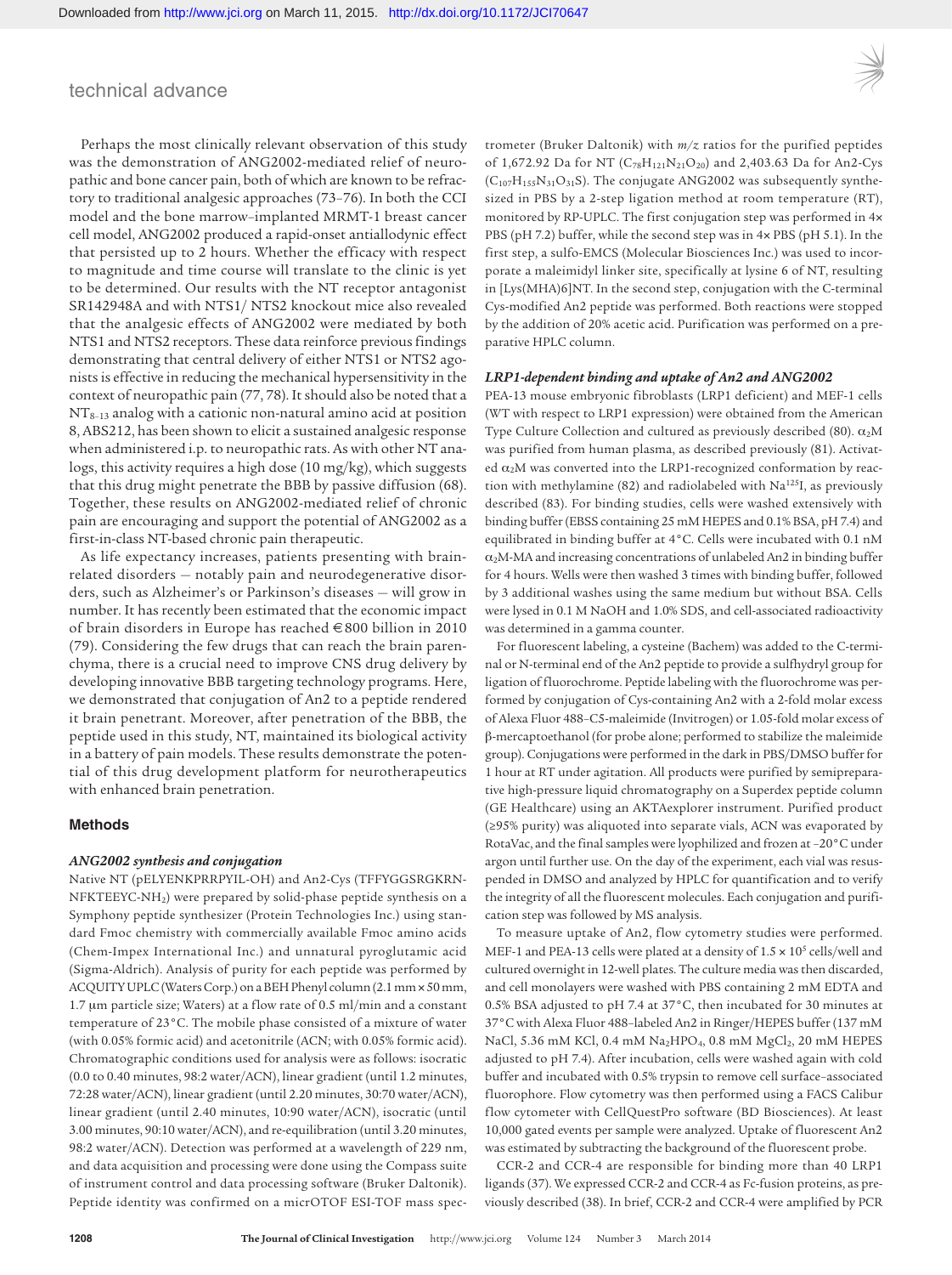Perhaps the most clinically relevant observation of this study was the demonstration of ANG2002-mediated relief of neuropathic and bone cancer pain, both of which are known to be refractory to traditional analgesic approaches (73–76). In both the CCI model and the bone marrow–implanted MRMT-1 breast cancer cell model, ANG2002 produced a rapid-onset antiallodynic effect that persisted up to 2 hours. Whether the efficacy with respect to magnitude and time course will translate to the clinic is yet to be determined. Our results with the NT receptor antagonist SR142948A and with NTS1/ NTS2 knockout mice also revealed that the analgesic effects of ANG2002 were mediated by both NTS1 and NTS2 receptors. These data reinforce previous findings demonstrating that central delivery of either NTS1 or NTS2 agonists is effective in reducing the mechanical hypersensitivity in the context of neuropathic pain (77, 78). It should also be noted that a $NT_{8-13}$ analog with a cationic non-natural amino acid at position 8, ABS212, has been shown to elicit a sustained analgesic response when administered i.p. to neuropathic rats. As with other NT analogs, this activity requires a high dose (10 mg/kg), which suggests that this drug might penetrate the BBB by passive diffusion (68). Together, these results on ANG2002-mediated relief of chronic pain are encouraging and support the potential of ANG2002 as a first-in-class NT-based chronic pain therapeutic.

As life expectancy increases, patients presenting with brain-related disorders — notably pain and neurodegenerative disorders, such as Alzheimer's or Parkinson's diseases — will grow in number. It has recently been estimated that the economic impact of brain disorders in Europe has reached €800 billion in 2010 (79). Considering the few drugs that can reach the brain parenchyma, there is a crucial need to improve CNS drug delivery by developing innovative BBB targeting technology programs. Here, we demonstrated that conjugation of An2 to a peptide rendered it brain penetrant. Moreover, after penetration of the BBB, the peptide used in this study, NT, maintained its biological activity in a battery of pain models. These results demonstrate the potential of this drug development platform for neurotherapeutics with enhanced brain penetration.

## Methods

### *ANG2002 synthesis and conjugation*

Native NT (pELYENKPRRPYIL-OH) and An2-Cys (TFFYGGSRGKRN-NFKTEEYC-$NH_2$) were prepared by solid-phase peptide synthesis on a Symphony peptide synthesizer (Protein Technologies Inc.) using standard Fmoc chemistry with commercially available Fmoc amino acids (Chem-Impex International Inc.) and unnatural pyroglutamic acid (Sigma-Aldrich). Analysis of purity for each peptide was performed by ACQUITY UPLC (Waters Corp.) on a BEH Phenyl column (2.1 mm × 50 mm, 1.7 μm particle size; Waters) at a flow rate of 0.5 ml/min and a constant temperature of 23°C. The mobile phase consisted of a mixture of water (with 0.05% formic acid) and acetonitrile (ACN; with 0.05% formic acid). Chromatographic conditions used for analysis were as follows: isocratic (0.0 to 0.40 minutes, 98:2 water/ACN), linear gradient (until 1.2 minutes, 72:28 water/ACN), linear gradient (until 2.20 minutes, 30:70 water/ACN), linear gradient (until 2.40 minutes, 10:90 water/ACN), isocratic (until 3.00 minutes, 90:10 water/ACN), and re-equilibration (until 3.20 minutes, 98:2 water/ACN). Detection was performed at a wavelength of 229 nm, and data acquisition and processing were done using the Compass suite of instrument control and data processing software (Bruker Daltonik). Peptide identity was confirmed on a micrOTOF ESI-TOF mass spectrometer (Bruker Daltonik) with *m/z* ratios for the purified peptides of 1,672.92 Da for NT ($C_{78}H_{121}N_{21}O_{20}$) and 2,403.63 Da for An2-Cys ($C_{107}H_{155}N_{31}O_{31}S$). The conjugate ANG2002 was subsequently synthesized in PBS by a 2-step ligation method at room temperature (RT), monitored by RP-UPLC. The first conjugation step was performed in 4× PBS (pH 7.2) buffer, while the second step was in 4× PBS (pH 5.1). In the first step, a sulfo-EMCS (Molecular Biosciences Inc.) was used to incorporate a maleimidyl linker site, specifically at lysine 6 of NT, resulting in [Lys(MHA)6]NT. In the second step, conjugation with the C-terminal Cys-modified An2 peptide was performed. Both reactions were stopped by the addition of 20% acetic acid. Purification was performed on a preparative HPLC column.

### *LRP1-dependent binding and uptake of An2 and ANG2002*

PEA-13 mouse embryonic fibroblasts (LRP1 deficient) and MEF-1 cells (WT with respect to LRP1 expression) were obtained from the American Type Culture Collection and cultured as previously described (80). $\alpha_2$M was purified from human plasma, as described previously (81). Activated $\alpha_2$M was converted into the LRP1-recognized conformation by reaction with methylamine (82) and radiolabeled with $Na^{125}I$, as previously described (83). For binding studies, cells were washed extensively with binding buffer (EBSS containing 25 mM HEPES and 0.1% BSA, pH 7.4) and equilibrated in binding buffer at 4°C. Cells were incubated with 0.1 nM $\alpha_2$M-MA and increasing concentrations of unlabeled An2 in binding buffer for 4 hours. Wells were then washed 3 times with binding buffer, followed by 3 additional washes using the same medium but without BSA. Cells were lysed in 0.1 M NaOH and 1.0% SDS, and cell-associated radioactivity was determined in a gamma counter.

For fluorescent labeling, a cysteine (Bachem) was added to the C-terminal or N-terminal end of the An2 peptide to provide a sulfhydryl group for ligation of fluorochrome. Peptide labeling with the fluorochrome was performed by conjugation of Cys-containing An2 with a 2-fold molar excess of Alexa Fluor 488–C5-maleimide (Invitrogen) or 1.05-fold molar excess of β-mercaptoethanol (for probe alone; performed to stabilize the maleimide group). Conjugations were performed in the dark in PBS/DMSO buffer for 1 hour at RT under agitation. All products were purified by semipreparative high-pressure liquid chromatography on a Superdex peptide column (GE Healthcare) using an AKTAexplorer instrument. Purified product (≥95% purity) was aliquoted into separate vials, ACN was evaporated by RotaVac, and the final samples were lyophilized and frozen at –20°C under argon until further use. On the day of the experiment, each vial was resuspended in DMSO and analyzed by HPLC for quantification and to verify the integrity of all the fluorescent molecules. Each conjugation and purification step was followed by MS analysis.

To measure uptake of An2, flow cytometry studies were performed. MEF-1 and PEA-13 cells were plated at a density of $1.5 \times 10^5$ cells/well and cultured overnight in 12-well plates. The culture media was then discarded, and cell monolayers were washed with PBS containing 2 mM EDTA and 0.5% BSA adjusted to pH 7.4 at 37°C, then incubated for 30 minutes at 37°C with Alexa Fluor 488–labeled An2 in Ringer/HEPES buffer (137 mM NaCl, 5.36 mM KCl, 0.4 mM $Na_2HPO_4$, 0.8 mM $MgCl_2$, 20 mM HEPES adjusted to pH 7.4). After incubation, cells were washed again with cold buffer and incubated with 0.5% trypsin to remove cell surface–associated fluorophore. Flow cytometry was then performed using a FACS Calibur flow cytometer with CellQuestPro software (BD Biosciences). At least 10,000 gated events per sample were analyzed. Uptake of fluorescent An2 was estimated by subtracting the background of the fluorescent probe.

CCR-2 and CCR-4 are responsible for binding more than 40 LRP1 ligands (37). We expressed CCR-2 and CCR-4 as Fc-fusion proteins, as previously described (38). In brief, CCR-2 and CCR-4 were amplified by PCR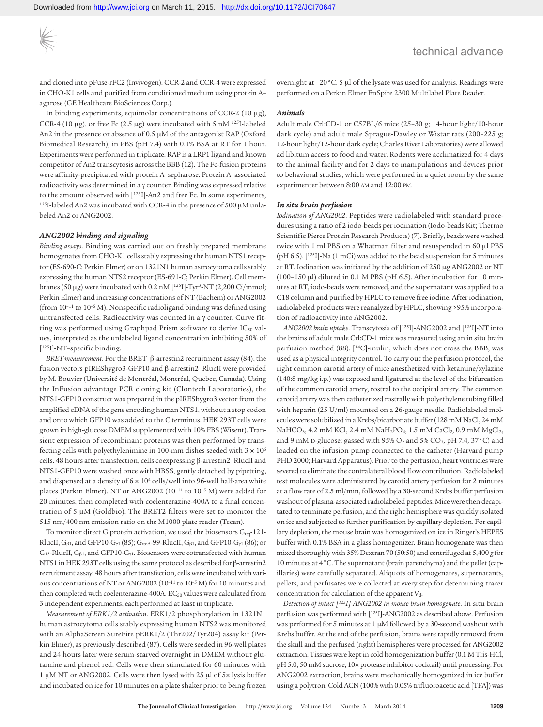and cloned into pFuse-rFC2 (Invivogen). CCR-2 and CCR-4 were expressed in CHO-K1 cells and purified from conditioned medium using protein A–agarose (GE Healthcare BioSciences Corp.).

In binding experiments, equimolar concentrations of CCR-2 (10 μg), CCR-4 (10 μg), or free Fc (2.5 μg) were incubated with 5 nM $^{125}$I-labeled An2 in the presence or absence of 0.5 μM of the antagonist RAP (Oxford Biomedical Research), in PBS (pH 7.4) with 0.1% BSA at RT for 1 hour. Experiments were performed in triplicate. RAP is a LRP1 ligand and known competitor of An2 transcytosis across the BBB (12). The Fc-fusion proteins were affinity-precipitated with protein A–sepharose. Protein A–associated radioactivity was determined in a γ counter. Binding was expressed relative to the amount observed with [$^{125}$I]-An2 and free Fc. In some experiments, $^{125}$I-labeled An2 was incubated with CCR-4 in the presence of 500 μM unlabeled An2 or ANG2002.

### ANG2002 binding and signaling

*Binding assays*. Binding was carried out on freshly prepared membrane homogenates from CHO-K1 cells stably expressing the human NTS1 receptor (ES-690-C; Perkin Elmer) or on 1321N1 human astrocytoma cells stably expressing the human NTS2 receptor (ES-691-C; Perkin Elmer). Cell membranes (50 μg) were incubated with 0.2 nM [$^{125}$I]-Tyr$^3$-NT (2,200 Ci/mmol; Perkin Elmer) and increasing concentrations of NT (Bachem) or ANG2002 (from $10^{-11}$ to $10^{-5}$ M). Nonspecific radioligand binding was defined using untransfected cells. Radioactivity was counted in a γ counter. Curve fitting was performed using Graphpad Prism software to derive $IC_{50}$ values, interpreted as the unlabeled ligand concentration inhibiting 50% of [$^{125}$I]-NT–specific binding.

*BRET measurement*. For the BRET–β-arrestin2 recruitment assay (84), the fusion vectors pIRESHygro3-GFP10 and β-arrestin2–RlucII were provided by M. Bouvier (Université de Montréal, Montréal, Quebec, Canada). Using the InFusion advantage PCR cloning kit (Clontech Laboratories), the NTS1-GFP10 construct was prepared in the pIREShygro3 vector from the amplified cDNA of the gene encoding human NTS1, without a stop codon and onto which GFP10 was added to the C terminus. HEK 293T cells were grown in high-glucose DMEM supplemented with 10% FBS (Wisent). Transient expression of recombinant proteins was then performed by transfecting cells with polyethylenimine in 100-mm dishes seeded with $3 \times 10^6$ cells. 48 hours after transfection, cells coexpressing β-arrestin2–RlucII and NTS1-GFP10 were washed once with HBSS, gently detached by pipetting, and dispensed at a density of $6 \times 10^4$ cells/well into 96-well half-area white plates (Perkin Elmer). NT or ANG2002 ($10^{-11}$ to $10^{-5}$ M) were added for 20 minutes, then completed with coelenterazine-400A to a final concentration of 5 μM (Goldbio). The BRET2 filters were set to monitor the 515 nm/400 nm emission ratio on the M1000 plate reader (Tecan).

To monitor direct G protein activation, we used the biosensors $G_{\alpha q}$-121-RlucII, $G_{\beta 1}$, and GFP10-$G_{\gamma 1}$ (85); $G_{\alpha oA}$-99-RlucII, $G_{\beta 1}$, and GFP10-$G_{\gamma 1}$ (86); or $G_{13}$-RlucII, $G_{\beta 1}$, and GFP10-$G_{\gamma 1}$. Biosensors were cotransfected with human NTS1 in HEK 293T cells using the same protocol as described for β-arrestin2 recruitment assay. 48 hours after transfection, cells were incubated with various concentrations of NT or ANG2002 ($10^{-11}$ to $10^{-5}$ M) for 10 minutes and then completed with coelenterazine-400A. $EC_{50}$ values were calculated from 3 independent experiments, each performed at least in triplicate.

*Measurement of ERK1/2 activation*. ERK1/2 phosphorylation in 1321N1 human astrocytoma cells stably expressing human NTS2 was monitored with an AlphaScreen SureFire pERK1/2 (Thr202/Tyr204) assay kit (Perkin Elmer), as previously described (87). Cells were seeded in 96-well plates and 24 hours later were serum-starved overnight in DMEM without glutamine and phenol red. Cells were then stimulated for 60 minutes with 1 μM NT or ANG2002. Cells were then lysed with 25 μl of 5× lysis buffer and incubated on ice for 10 minutes on a plate shaker prior to being frozen overnight at –20°C. 5 μl of the lysate was used for analysis. Readings were performed on a Perkin Elmer EnSpire 2300 Multilabel Plate Reader.

### Animals

Adult male Crl:CD-1 or C57BL/6 mice (25–30 g; 14-hour light/10-hour dark cycle) and adult male Sprague-Dawley or Wistar rats (200–225 g; 12-hour light/12-hour dark cycle; Charles River Laboratories) were allowed ad libitum access to food and water. Rodents were acclimatized for 4 days to the animal facility and for 2 days to manipulations and devices prior to behavioral studies, which were performed in a quiet room by the same experimenter between 8:00 AM and 12:00 PM.

### In situ brain perfusion

*Iodination of ANG2002*. Peptides were radiolabeled with standard procedures using a ratio of 2 iodo-beads per iodination (Iodo-beads Kit; Thermo Scientific Pierce Protein Research Products) (7). Briefly, beads were washed twice with 1 ml PBS on a Whatman filter and resuspended in 60 μl PBS (pH 6.5). [$^{125}$I]-Na (1 mCi) was added to the bead suspension for 5 minutes at RT. Iodination was initiated by the addition of 250 μg ANG2002 or NT (100–150 μl) diluted in 0.1 M PBS (pH 6.5). After incubation for 10 minutes at RT, iodo-beads were removed, and the supernatant was applied to a C18 column and purified by HPLC to remove free iodine. After iodination, radiolabeled products were reanalyzed by HPLC, showing >95% incorporation of radioactivity into ANG2002.

*ANG2002 brain uptake*. Transcytosis of [$^{125}$I]-ANG2002 and [$^{125}$I]-NT into the brains of adult male Crl:CD-1 mice was measured using an in situ brain perfusion method (88). [$^{14}$C]-inulin, which does not cross the BBB, was used as a physical integrity control. To carry out the perfusion protocol, the right common carotid artery of mice anesthetized with ketamine/xylazine (140:8 mg/kg i.p.) was exposed and ligatured at the level of the bifurcation of the common carotid artery, rostral to the occipital artery. The common carotid artery was then catheterized rostrally with polyethylene tubing filled with heparin (25 U/ml) mounted on a 26-gauge needle. Radiolabeled molecules were solubilized in a Krebs/bicarbonate buffer (128 mM NaCl, 24 mM $NaHCO_3$, 4.2 mM KCl, 2.4 mM $NaH_2PO_4$, 1.5 mM $CaCl_2$, 0.9 mM $MgCl_2$, and 9 mM D-glucose; gassed with 95% $O_2$ and 5% $CO_2$, pH 7.4, 37°C) and loaded on the infusion pump connected to the catheter (Harvard pump PHD 2000; Harvard Apparatus). Prior to the perfusion, heart ventricles were severed to eliminate the contralateral blood flow contribution. Radiolabeled test molecules were administered by carotid artery perfusion for 2 minutes at a flow rate of 2.5 ml/min, followed by a 30-second Krebs buffer perfusion washout of plasma-associated radiolabeled peptides. Mice were then decapitated to terminate perfusion, and the right hemisphere was quickly isolated on ice and subjected to further purification by capillary depletion. For capillary depletion, the mouse brain was homogenized on ice in Ringer's HEPES buffer with 0.1% BSA in a glass homogenizer. Brain homogenate was then mixed thoroughly with 35% Dextran 70 (50:50) and centrifuged at 5,400 *g* for 10 minutes at 4°C. The supernatant (brain parenchyma) and the pellet (capillaries) were carefully separated. Aliquots of homogenates, supernatants, pellets, and perfusates were collected at every step for determining tracer concentration for calculation of the apparent $V_d$.

*Detection of intact [$^{125}$I]-ANG2002 in mouse brain homogenate*. In situ brain perfusion was performed with [$^{125}$I]-ANG2002 as described above. Perfusion was performed for 5 minutes at 1 μM followed by a 30-second washout with Krebs buffer. At the end of the perfusion, brains were rapidly removed from the skull and the perfused (right) hemispheres were processed for ANG2002 extraction. Tissues were kept in cold homogenization buffer (0.1 M Tris-HCl, pH 5.0; 50 mM sucrose; 10× protease inhibitor cocktail) until processing. For ANG2002 extraction, brains were mechanically homogenized in ice buffer using a polytron. Cold ACN (100% with 0.05% trifluoroacetic acid [TFA]) was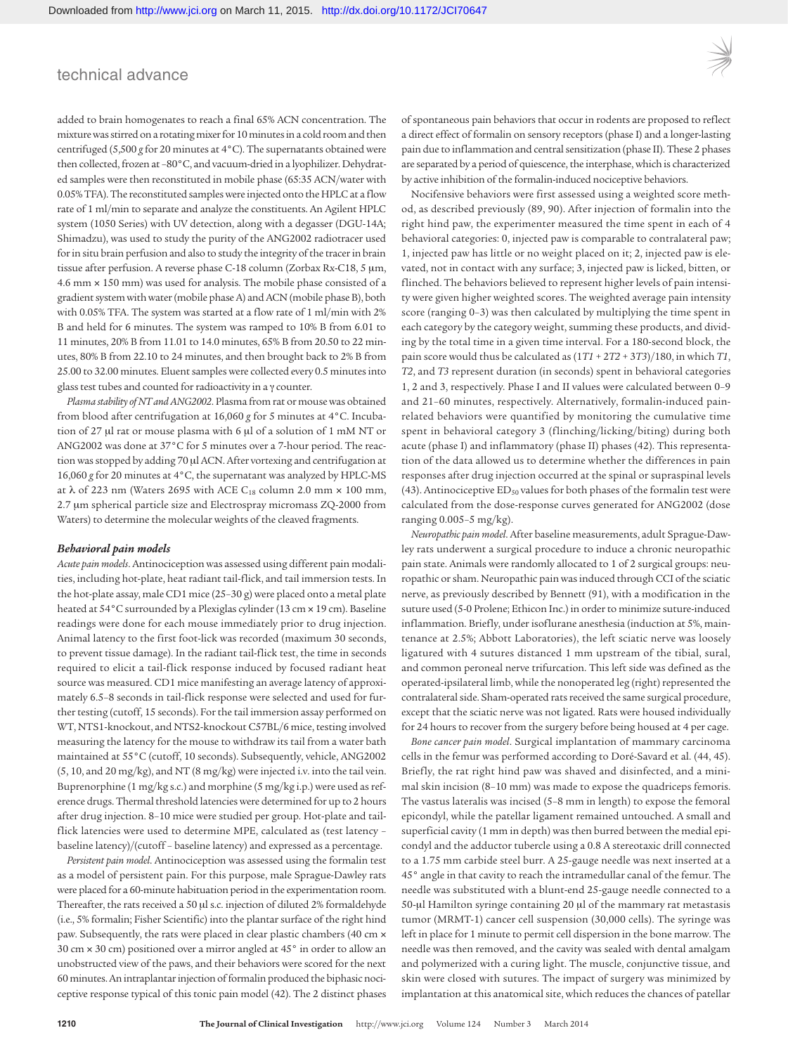added to brain homogenates to reach a final 65% ACN concentration. The mixture was stirred on a rotating mixer for 10 minutes in a cold room and then centrifuged (5,500 *g* for 20 minutes at 4°C). The supernatants obtained were then collected, frozen at –80°C, and vacuum-dried in a lyophilizer. Dehydrated samples were then reconstituted in mobile phase (65:35 ACN/water with 0.05% TFA). The reconstituted samples were injected onto the HPLC at a flow rate of 1 ml/min to separate and analyze the constituents. An Agilent HPLC system (1050 Series) with UV detection, along with a degasser (DGU-14A; Shimadzu), was used to study the purity of the ANG2002 radiotracer used for in situ brain perfusion and also to study the integrity of the tracer in brain tissue after perfusion. A reverse phase C-18 column (Zorbax Rx-C18, 5 μm, 4.6 mm × 150 mm) was used for analysis. The mobile phase consisted of a gradient system with water (mobile phase A) and ACN (mobile phase B), both with 0.05% TFA. The system was started at a flow rate of 1 ml/min with 2% B and held for 6 minutes. The system was ramped to 10% B from 6.01 to 11 minutes, 20% B from 11.01 to 14.0 minutes, 65% B from 20.50 to 22 minutes, 80% B from 22.10 to 24 minutes, and then brought back to 2% B from 25.00 to 32.00 minutes. Eluent samples were collected every 0.5 minutes into glass test tubes and counted for radioactivity in a γ counter.

*Plasma stability of NT and ANG2002.* Plasma from rat or mouse was obtained from blood after centrifugation at 16,060 *g* for 5 minutes at 4°C. Incubation of 27 μl rat or mouse plasma with 6 μl of a solution of 1 mM NT or ANG2002 was done at 37°C for 5 minutes over a 7-hour period. The reaction was stopped by adding 70 μl ACN. After vortexing and centrifugation at 16,060 *g* for 20 minutes at 4°C, the supernatant was analyzed by HPLC-MS at λ of 223 nm (Waters 2695 with ACE $C_{18}$ column 2.0 mm × 100 mm, 2.7 μm spherical particle size and Electrospray micromass ZQ-2000 from Waters) to determine the molecular weights of the cleaved fragments.

### Behavioral pain models

*Acute pain models.* Antinociception was assessed using different pain modalities, including hot-plate, heat radiant tail-flick, and tail immersion tests. In the hot-plate assay, male CD1 mice (25–30 g) were placed onto a metal plate heated at 54°C surrounded by a Plexiglas cylinder (13 cm × 19 cm). Baseline readings were done for each mouse immediately prior to drug injection. Animal latency to the first foot-lick was recorded (maximum 30 seconds, to prevent tissue damage). In the radiant tail-flick test, the time in seconds required to elicit a tail-flick response induced by focused radiant heat source was measured. CD1 mice manifesting an average latency of approximately 6.5–8 seconds in tail-flick response were selected and used for further testing (cutoff, 15 seconds). For the tail immersion assay performed on WT, NTS1-knockout, and NTS2-knockout C57BL/6 mice, testing involved measuring the latency for the mouse to withdraw its tail from a water bath maintained at 55°C (cutoff, 10 seconds). Subsequently, vehicle, ANG2002 (5, 10, and 20 mg/kg), and NT (8 mg/kg) were injected i.v. into the tail vein. Buprenorphine (1 mg/kg s.c.) and morphine (5 mg/kg i.p.) were used as reference drugs. Thermal threshold latencies were determined for up to 2 hours after drug injection. 8–10 mice were studied per group. Hot-plate and tail-flick latencies were used to determine MPE, calculated as (test latency – baseline latency)/(cutoff – baseline latency) and expressed as a percentage.

*Persistent pain model.* Antinociception was assessed using the formalin test as a model of persistent pain. For this purpose, male Sprague-Dawley rats were placed for a 60-minute habituation period in the experimentation room. Thereafter, the rats received a 50 μl s.c. injection of diluted 2% formaldehyde (i.e., 5% formalin; Fisher Scientific) into the plantar surface of the right hind paw. Subsequently, the rats were placed in clear plastic chambers (40 cm × 30 cm × 30 cm) positioned over a mirror angled at 45° in order to allow an unobstructed view of the paws, and their behaviors were scored for the next 60 minutes. An intraplantar injection of formalin produced the biphasic nociceptive response typical of this tonic pain model (42). The 2 distinct phases of spontaneous pain behaviors that occur in rodents are proposed to reflect a direct effect of formalin on sensory receptors (phase I) and a longer-lasting pain due to inflammation and central sensitization (phase II). These 2 phases are separated by a period of quiescence, the interphase, which is characterized by active inhibition of the formalin-induced nociceptive behaviors.

Nocifensive behaviors were first assessed using a weighted score method, as described previously (89, 90). After injection of formalin into the right hind paw, the experimenter measured the time spent in each of 4 behavioral categories: 0, injected paw is comparable to contralateral paw; 1, injected paw has little or no weight placed on it; 2, injected paw is elevated, not in contact with any surface; 3, injected paw is licked, bitten, or flinched. The behaviors believed to represent higher levels of pain intensity were given higher weighted scores. The weighted average pain intensity score (ranging 0–3) was then calculated by multiplying the time spent in each category by the category weight, summing these products, and dividing by the total time in a given time interval. For a 180-second block, the pain score would thus be calculated as $(1T1 + 2T2 + 3T3)/180$, in which $T1$, $T2$, and $T3$ represent duration (in seconds) spent in behavioral categories 1, 2 and 3, respectively. Phase I and II values were calculated between 0–9 and 21–60 minutes, respectively. Alternatively, formalin-induced pain-related behaviors were quantified by monitoring the cumulative time spent in behavioral category 3 (flinching/licking/biting) during both acute (phase I) and inflammatory (phase II) phases (42). This representation of the data allowed us to determine whether the differences in pain responses after drug injection occurred at the spinal or supraspinal levels (43). Antinociceptive $ED_{50}$ values for both phases of the formalin test were calculated from the dose-response curves generated for ANG2002 (dose ranging 0.005–5 mg/kg).

*Neuropathic pain model.* After baseline measurements, adult Sprague-Dawley rats underwent a surgical procedure to induce a chronic neuropathic pain state. Animals were randomly allocated to 1 of 2 surgical groups: neuropathic or sham. Neuropathic pain was induced through CCI of the sciatic nerve, as previously described by Bennett (91), with a modification in the suture used (5-0 Prolene; Ethicon Inc.) in order to minimize suture-induced inflammation. Briefly, under isoflurane anesthesia (induction at 5%, maintenance at 2.5%; Abbott Laboratories), the left sciatic nerve was loosely ligatured with 4 sutures distanced 1 mm upstream of the tibial, sural, and common peroneal nerve trifurcation. This left side was defined as the operated-ipsilateral limb, while the nonoperated leg (right) represented the contralateral side. Sham-operated rats received the same surgical procedure, except that the sciatic nerve was not ligated. Rats were housed individually for 24 hours to recover from the surgery before being housed at 4 per cage.

*Bone cancer pain model.* Surgical implantation of mammary carcinoma cells in the femur was performed according to Doré-Savard et al. (44, 45). Briefly, the rat right hind paw was shaved and disinfected, and a minimal skin incision (8–10 mm) was made to expose the quadriceps femoris. The vastus lateralis was incised (5–8 mm in length) to expose the femoral epicondyl, while the patellar ligament remained untouched. A small and superficial cavity (1 mm in depth) was then burred between the medial epicondyl and the adductor tubercle using a 0.8 A stereotaxic drill connected to a 1.75 mm carbide steel burr. A 25-gauge needle was next inserted at a 45° angle in that cavity to reach the intramedullar canal of the femur. The needle was substituted with a blunt-end 25-gauge needle connected to a 50-μl Hamilton syringe containing 20 μl of the mammary rat metastasis tumor (MRMT-1) cancer cell suspension (30,000 cells). The syringe was left in place for 1 minute to permit cell dispersion in the bone marrow. The needle was then removed, and the cavity was sealed with dental amalgam and polymerized with a curing light. The muscle, conjunctive tissue, and skin were closed with sutures. The impact of surgery was minimized by implantation at this anatomical site, which reduces the chances of patellar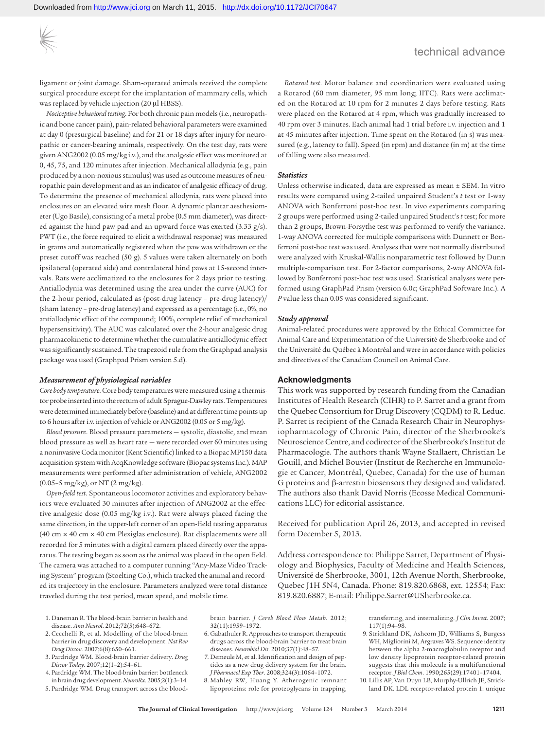ligament or joint damage. Sham-operated animals received the complete surgical procedure except for the implantation of mammary cells, which was replaced by vehicle injection (20 μl HBSS).

*Nociceptive behavioral testing.* For both chronic pain models (i.e., neuropathic and bone cancer pain), pain-related behavioral parameters were examined at day 0 (presurgical baseline) and for 21 or 18 days after injury for neuropathic or cancer-bearing animals, respectively. On the test day, rats were given ANG2002 (0.05 mg/kg i.v.), and the analgesic effect was monitored at 0, 45, 75, and 120 minutes after injection. Mechanical allodynia (e.g., pain produced by a non-noxious stimulus) was used as outcome measures of neuropathic pain development and as an indicator of analgesic efficacy of drug. To determine the presence of mechanical allodynia, rats were placed into enclosures on an elevated wire mesh floor. A dynamic plantar aesthesiometer (Ugo Basile), consisting of a metal probe (0.5 mm diameter), was directed against the hind paw pad and an upward force was exerted (3.33 g/s). PWT (i.e., the force required to elicit a withdrawal response) was measured in grams and automatically registered when the paw was withdrawn or the preset cutoff was reached (50 g). 5 values were taken alternately on both ipsilateral (operated side) and contralateral hind paws at 15-second intervals. Rats were acclimatized to the enclosures for 2 days prior to testing. Antiallodynia was determined using the area under the curve (AUC) for the 2-hour period, calculated as (post-drug latency – pre-drug latency)/(sham latency – pre-drug latency) and expressed as a percentage (i.e., 0%, no antiallodynic effect of the compound; 100%, complete relief of mechanical hypersensitivity). The AUC was calculated over the 2-hour analgesic drug pharmacokinetic to determine whether the cumulative antiallodynic effect was significantly sustained. The trapezoid rule from the Graphpad analysis package was used (Graphpad Prism version 5.d).

### *Measurement of physiological variables*

*Core body temperature.* Core body temperatures were measured using a thermistor probe inserted into the rectum of adult Sprague-Dawley rats. Temperatures were determined immediately before (baseline) and at different time points up to 6 hours after i.v. injection of vehicle or ANG2002 (0.05 or 5 mg/kg).

*Blood pressure.* Blood pressure parameters — systolic, diastolic, and mean blood pressure as well as heart rate — were recorded over 60 minutes using a noninvasive Coda monitor (Kent Scientific) linked to a Biopac MP150 data acquisition system with AcqKnowledge software (Biopac systems Inc.). MAP measurements were performed after administration of vehicle, ANG2002 (0.05–5 mg/kg), or NT (2 mg/kg).

*Open-field test.* Spontaneous locomotor activities and exploratory behaviors were evaluated 30 minutes after injection of ANG2002 at the effective analgesic dose (0.05 mg/kg i.v.). Rat were always placed facing the same direction, in the upper-left corner of an open-field testing apparatus (40 cm × 40 cm × 40 cm Plexiglas enclosure). Rat displacements were all recorded for 5 minutes with a digital camera placed directly over the apparatus. The testing began as soon as the animal was placed in the open field. The camera was attached to a computer running "Any-Maze Video Tracking System" program (Stoelting Co.), which tracked the animal and recorded its trajectory in the enclosure. Parameters analyzed were total distance traveled during the test period, mean speed, and mobile time.

*Rotarod test.* Motor balance and coordination were evaluated using a Rotarod (60 mm diameter, 95 mm long; IITC). Rats were acclimated on the Rotarod at 10 rpm for 2 minutes 2 days before testing. Rats were placed on the Rotarod at 4 rpm, which was gradually increased to 40 rpm over 3 minutes. Each animal had 1 trial before i.v. injection and 1 at 45 minutes after injection. Time spent on the Rotarod (in s) was measured (e.g., latency to fall). Speed (in rpm) and distance (in m) at the time of falling were also measured.

### *Statistics*

Unless otherwise indicated, data are expressed as mean ± SEM. In vitro results were compared using 2-tailed unpaired Student's *t* test or 1-way ANOVA with Bonferroni post-hoc test. In vivo experiments comparing 2 groups were performed using 2-tailed unpaired Student's *t* test; for more than 2 groups, Brown-Forsythe test was performed to verify the variance. 1-way ANOVA corrected for multiple comparisons with Dunnett or Bonferroni post-hoc test was used. Analyses that were not normally distributed were analyzed with Kruskal-Wallis nonparametric test followed by Dunn multiple-comparison test. For 2-factor comparisons, 2-way ANOVA followed by Bonferroni post-hoc test was used. Statistical analyses were performed using GraphPad Prism (version 6.0c; GraphPad Software Inc.). A *P* value less than 0.05 was considered significant.

### *Study approval*

Animal-related procedures were approved by the Ethical Committee for Animal Care and Experimentation of the Université de Sherbrooke and of the Université du Québec à Montréal and were in accordance with policies and directives of the Canadian Council on Animal Care.

## Acknowledgments

This work was supported by research funding from the Canadian Institutes of Health Research (CIHR) to P. Sarret and a grant from the Quebec Consortium for Drug Discovery (CQDM) to R. Leduc. P. Sarret is recipient of the Canada Research Chair in Neurophysiopharmacology of Chronic Pain, director of the Sherbrooke's Neuroscience Centre, and codirector of the Sherbrooke's Institut de Pharmacologie. The authors thank Wayne Stallaert, Christian Le Gouill, and Michel Bouvier (Institut de Recherche en Immunologie et Cancer, Montréal, Quebec, Canada) for the use of human G proteins and β-arrestin biosensors they designed and validated. The authors also thank David Norris (Ecosse Medical Communications LLC) for editorial assistance.

Received for publication April 26, 2013, and accepted in revised form December 5, 2013.

Address correspondence to: Philippe Sarret, Department of Physiology and Biophysics, Faculty of Medicine and Health Sciences, Université de Sherbrooke, 3001, 12th Avenue North, Sherbrooke, Quebec J1H 5N4, Canada. Phone: 819.820.6868, ext. 12554; Fax: 819.820.6887; E-mail: Philippe.Sarret@USherbrooke.ca.

1. Daneman R. The blood-brain barrier in health and disease. *Ann Neurol*. 2012;72(5):648–672.
2. Cecchelli R, et al. Modelling of the blood-brain barrier in drug discovery and development. *Nat Rev Drug Discov*. 2007;6(8):650–661.
3. Pardridge WM. Blood-brain barrier delivery. *Drug Discov Today*. 2007;12(1–2):54–61.
4. Pardridge WM. The blood-brain barrier: bottleneck in brain drug development. *NeuroRx*. 2005;2(1):3–14.
5. Pardridge WM. Drug transport across the blood-brain barrier. *J Cereb Blood Flow Metab*. 2012; 32(11):1959–1972.
6. Gabathuler R. Approaches to transport therapeutic drugs across the blood-brain barrier to treat brain diseases. *Neurobiol Dis*. 2010;37(1):48–57.
7. Demeule M, et al. Identification and design of peptides as a new drug delivery system for the brain. *J Pharmacol Exp Ther*. 2008;324(3):1064–1072.
8. Mahley RW, Huang Y. Atherogenic remnant lipoproteins: role for proteoglycans in trapping, transferring, and internalizing. *J Clin Invest*. 2007; 117(1):94–98.
9. Strickland DK, Ashcom JD, Williams S, Burgess WH, Migliorini M, Argraves WS. Sequence identity between the alpha 2-macroglobulin receptor and low density lipoprotein receptor-related protein suggests that this molecule is a multifunctional receptor. *J Biol Chem*. 1990;265(29):17401–17404.
10. Lillis AP, Van Duyn LB, Murphy-Ullrich JE, Strickland DK. LDL receptor-related protein 1: unique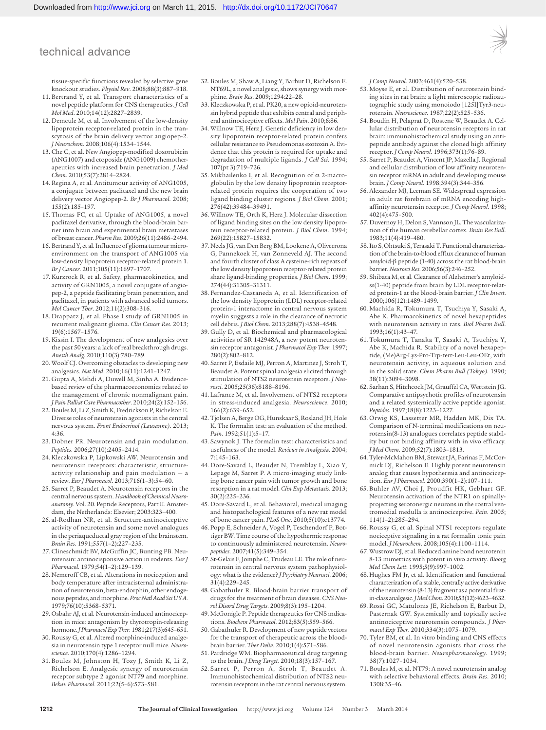tissue-specific functions revealed by selective gene knockout studies. *Physiol Rev*. 2008;88(3):887–918.

11. Bertrand Y, et al. Transport characteristics of a novel peptide platform for CNS therapeutics. *J Cell Mol Med*. 2010;14(12):2827–2839.
12. Demeule M, et al. Involvement of the low-density lipoprotein receptor-related protein in the transcytosis of the brain delivery vector angiopep-2. *J Neurochem*. 2008;106(4):1534–1544.
13. Che C, et al. New Angiopep-modified doxorubicin (ANG1007) and etoposide (ANG1009) chemotherapeutics with increased brain penetration. *J Med Chem*. 2010;53(7):2814–2824.
14. Regina A, et al. Antitumour activity of ANG1005, a conjugate between paclitaxel and the new brain delivery vector Angiopep-2. *Br J Pharmacol*. 2008;155(2):185–197.
15. Thomas FC, et al. Uptake of ANG1005, a novel paclitaxel derivative, through the blood-brain barrier into brain and experimental brain metastases of breast cancer. *Pharm Res*. 2009;26(11):2486–2494.
16. Bertrand Y, et al. Influence of glioma tumour microenvironment on the transport of ANG1005 via low-density lipoprotein receptor-related protein 1. *Br J Cancer*. 2011;105(11):1697–1707.
17. Kurzrock R, et al. Safety, pharmacokinetics, and activity of GRN1005, a novel conjugate of angiopep-2, a peptide facilitating brain penetration, and paclitaxel, in patients with advanced solid tumors. *Mol Cancer Ther*. 2012;11(2):308–316.
18. Drappatz J, et al. Phase I study of GRN1005 in recurrent malignant glioma. *Clin Cancer Res*. 2013;19(6):1567–1576.
19. Kissin I. The development of new analgesics over the past 50 years: a lack of real breakthrough drugs. *Anesth Analg*. 2010;110(3):780–789.
20. Woolf CJ. Overcoming obstacles to developing new analgesics. *Nat Med*. 2010;16(11):1241–1247.
21. Gupta A, Mehdi A, Duwell M, Sinha A. Evidence-based review of the pharmacoeconomics related to the management of chronic nonmalignant pain. *J Pain Palliat Care Pharmacother*. 2010;24(2):152–156.
22. Boules M, Li Z, Smith K, Fredrickson P, Richelson E. Diverse roles of neurotensin agonists in the central nervous system. *Front Endocrinol (Lausanne)*. 2013;4:36.
23. Dobner PR. Neurotensin and pain modulation. *Peptides*. 2006;27(10):2405–2414.
24. Kleczkowska P, Lipkowski AW. Neurotensin and neurotensin receptors: characteristic, structure-activity relationship and pain modulation — a review. *Eur J Pharmacol*. 2013;716(1–3):54–60.
25. Sarret P, Beaudet A. Neurotensin receptors in the central nervous system. *Handbook of Chemical Neuroanatomy*. Vol. 20. Peptide Receptors, Part II. Amsterdam, the Netherlands: Elsevier; 2003:323–400.
26. al-Rodhan NR, et al. Structure-antinociceptive activity of neurotensin and some novel analogues in the periaqueductal gray region of the brainstem. *Brain Res*. 1991;557(1–2):227–235.
27. Clineschmidt BV, McGuffin JC, Bunting PB. Neurotensin: antinocisponsive action in rodents. *Eur J Pharmacol*. 1979;54(1–2):129–139.
28. Nemeroff CB, et al. Alterations in nociception and body temperature after intracisternal administration of neurotensin, beta-endorphin, other endogenous peptides, and morphine. *Proc Natl Acad Sci U S A*. 1979;76(10):5368–5371.
29. Osbahr AJ, et al. Neurotensin-induced antinociception in mice: antagonism by thyrotropin-releasing hormone. *J Pharmacol Exp Ther*. 1981;217(3):645–651.
30. Roussy G, et al. Altered morphine-induced analgesia in neurotensin type 1 receptor null mice. *Neuroscience*. 2010;170(4):1286–1294.
31. Boules M, Johnston H, Tozy J, Smith K, Li Z, Richelson E. Analgesic synergy of neurotensin receptor subtype 2 agonist NT79 and morphine. *Behav Pharmacol*. 2011;22(5–6):573–581.
32. Boules M, Shaw A, Liang Y, Barbut D, Richelson E. NT69L, a novel analgesic, shows synergy with morphine. *Brain Res*. 2009;1294:22–28.
33. Kleczkowska P, et al. PK20, a new opioid-neurotensin hybrid peptide that exhibits central and peripheral antinociceptive effects. *Mol Pain*. 2010;6:86.
34. Willnow TE, Herz J. Genetic deficiency in low density lipoprotein receptor-related protein confers cellular resistance to Pseudomonas exotoxin A. Evidence that this protein is required for uptake and degradation of multiple ligands. *J Cell Sci*. 1994;107(pt 3):719–726.
35. Mikhailenko I, et al. Recognition of α 2-macroglobulin by the low density lipoprotein receptor-related protein requires the cooperation of two ligand binding cluster regions. *J Biol Chem*. 2001;276(42):39484–39491.
36. Willnow TE, Orth K, Herz J. Molecular dissection of ligand binding sites on the low density lipoprotein receptor-related protein. *J Biol Chem*. 1994;269(22):15827–15832.
37. Neels JG, van Den Berg BM, Lookene A, Olivecrona G, Pannekoek H, van Zonneveld AJ. The second and fourth cluster of class A cysteine-rich repeats of the low density lipoprotein receptor-related protein share ligand-binding properties. *J Biol Chem*. 1999;274(44):31305–31311.
38. Fernandez-Castaneda A, et al. Identification of the low density lipoprotein (LDL) receptor-related protein-1 interactome in central nervous system myelin suggests a role in the clearance of necrotic cell debris. *J Biol Chem*. 2013;288(7):4538–4548.
39. Gully D, et al. Biochemical and pharmacological activities of SR 142948A, a new potent neurotensin receptor antagonist. *J Pharmacol Exp Ther*. 1997;280(2):802–812.
40. Sarret P, Esdaile MJ, Perron A, Martinez J, Stroh T, Beaudet A. Potent spinal analgesia elicited through stimulation of NTS2 neurotensin receptors. *J Neurosci*. 2005;25(36):8188–8196.
41. Lafrance M, et al. Involvement of NTS2 receptors in stress-induced analgesia. *Neuroscience*. 2010;166(2):639–652.
42. Tjolsen A, Berge OG, Hunskaar S, Rosland JH, Hole K. The formalin test: an evaluation of the method. *Pain*. 1992;51(1):5–17.
43. Sawynok J. The formalin test: characteristics and usefulness of the model. *Reviews in Analgesia*. 2004;7:145–163.
44. Dore-Savard L, Beaudet N, Tremblay L, Xiao Y, Lepage M, Sarret P. A micro-imaging study linking bone cancer pain with tumor growth and bone resorption in a rat model. *Clin Exp Metastasis*. 2013;30(2):225–236.
45. Dore-Savard L, et al. Behavioral, medical imaging and histopathological features of a new rat model of bone cancer pain. *PLoS One*. 2010;5(10):e13774.
46. Popp E, Schneider A, Vogel P, Teschendorf P, Bottiger BW. Time course of the hypothermic response to continuously administered neurotensin. *Neuropeptides*. 2007;41(5):349–354.
47. St-Gelais F, Jomphe C, Trudeau LE. The role of neurotensin in central nervous system pathophysiology: what is the evidence? *J Psychiatry Neurosci*. 2006;31(4):229–245.
48. Gabathuler R. Blood-brain barrier transport of drugs for the treatment of brain diseases. *CNS Neurol Disord Drug Targets*. 2009;8(3):195–1204.
49. McGonigle P. Peptide therapeutics for CNS indications. *Biochem Pharmacol*. 2012;83(5):559–566.
50. Gabathuler R. Development of new peptide vectors for the transport of therapeutic across the blood-brain barrier. *Ther Deliv*. 2010;1(4):571–586.
51. Pardridge WM. Biopharmaceutical drug targeting to the brain. *J Drug Target*. 2010;18(3):157–167.
52. Sarret P, Perron A, Stroh T, Beaudet A. Immunohistochemical distribution of NTS2 neurotensin receptors in the rat central nervous system. *J Comp Neurol*. 2003;461(4):520–538.
53. Moyse E, et al. Distribution of neurotensin binding sites in rat brain: a light microscopic radioautographic study using monoiodo [125I]Tyr3-neurotensin. *Neuroscience*. 1987;22(2):525–536.
54. Boudin H, Pelaprat D, Rostene W, Beaudet A. Cellular distribution of neurotensin receptors in rat brain: immunohistochemical study using an antipeptide antibody against the cloned high affinity receptor. *J Comp Neurol*. 1996;373(1):76–89.
55. Sarret P, Beaudet A, Vincent JP, Mazella J. Regional and cellular distribution of low affinity neurotensin receptor mRNA in adult and developing mouse brain. *J Comp Neurol*. 1998;394(3):344–356.
56. Alexander MJ, Leeman SE. Widespread expression in adult rat forebrain of mRNA encoding high-affinity neurotensin receptor. *J Comp Neurol*. 1998;402(4):475–500.
57. Duvernoy H, Delon S, Vannson JL. The vascularization of the human cerebellar cortex. *Brain Res Bull*. 1983;11(4):419–480.
58. Ito S, Ohtsuki S, Terasaki T. Functional characterization of the brain-to-blood efflux clearance of human amyloid-β peptide (1-40) across the rat blood-brain barrier. *Neurosci Res*. 2006;56(3):246–252.
59. Shibata M, et al. Clearance of Alzheimer's amyloid-ss(1-40) peptide from brain by LDL receptor-related protein-1 at the blood-brain barrier. *J Clin Invest*. 2000;106(12):1489–1499.
60. Machida R, Tokumura T, Tsuchiya Y, Sasaki A, Abe K. Pharmacokinetics of novel hexapeptides with neurotensin activity in rats. *Biol Pharm Bull*. 1993;16(1):43–47.
61. Tokumura T, Tanaka T, Sasaki A, Tsuchiya Y, Abe K, Machida R. Stability of a novel hexapeptide, (Me)Arg-Lys-Pro-Trp-tert-Leu-Leu-OEt, with neurotensin activity, in aqueous solution and in the solid state. *Chem Pharm Bull (Tokyo)*. 1990;38(11):3094–3098.
62. Sarhan S, Hitchcock JM, Grauffel CA, Wettstein JG. Comparative antipsychotic profiles of neurotensin and a related systemically active peptide agonist. *Peptides*. 1997;18(8):1223–1227.
63. Orwig KS, Lassetter MR, Hadden MK, Dix TA. Comparison of N-terminal modifications on neurotensin(8-13) analogues correlates peptide stability but not binding affinity with in vivo efficacy. *J Med Chem*. 2009;52(7):1803–1813.
64. Tyler-McMahon BM, Stewart JA, Farinas F, McCormick DJ, Richelson E. Highly potent neurotensin analog that causes hypothermia and antinociception. *Eur J Pharmacol*. 2000;390(1–2):107–111.
65. Buhler AV, Choi J, Proudfit HK, Gebhart GF. Neurotensin activation of the NTR1 on spinally-projecting serotonergic neurons in the rostral ventromedial medulla is antinociceptive. *Pain*. 2005;114(1–2):285–294.
66. Roussy G, et al. Spinal NTS1 receptors regulate nociceptive signaling in a rat formalin tonic pain model. *J Neurochem*. 2008;105(4):1100–1114.
67. Wustrow DJ, et al. Reduced amine bond neurotensin 8-13 mimetics with potent in vivo activity. *Bioorg Med Chem Lett*. 1995;5(9):997–1002.
68. Hughes FM Jr, et al. Identification and functional characterization of a stable, centrally active derivative of the neurotensin (8-13) fragment as a potential first-in-class analgesic. *J Med Chem*. 2010;53(12):4623–4632.
69. Rossi GC, Matulonis JE, Richelson E, Barbut D, Pasternak GW. Systemically and topically active antinociceptive neurotensin compounds. *J Pharmacol Exp Ther*. 2010;334(3):1075–1079.
70. Tyler BM, et al. In vitro binding and CNS effects of novel neurotensin agonists that cross the blood-brain barrier. *Neuropharmacology*. 1999;38(7):1027–1034.
71. Boules M, et al. NT79: A novel neurotensin analog with selective behavioral effects. *Brain Res*. 2010;1308:35–46.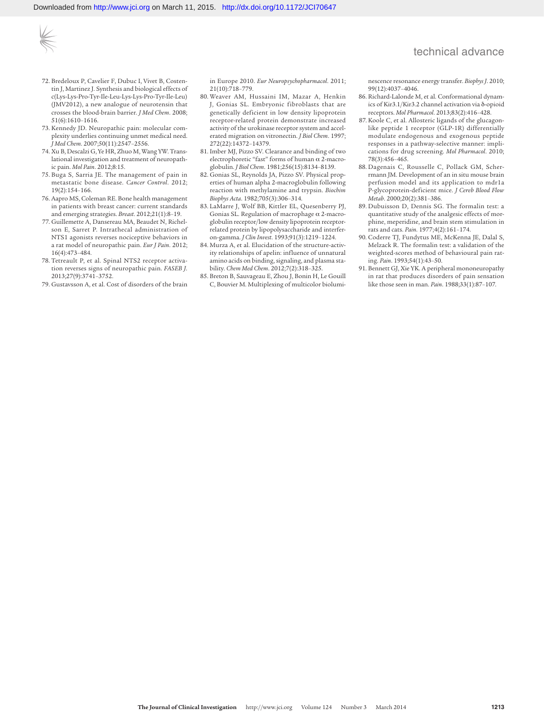72. Bredeloux P, Cavelier F, Dubuc I, Vivet B, Costentin J, Martinez J. Synthesis and biological effects of c(Lys-Lys-Pro-Tyr-Ile-Leu-Lys-Lys-Pro-Tyr-Ile-Leu) (JMV2012), a new analogue of neurotensin that crosses the blood-brain barrier. *J Med Chem*. 2008;51(6):1610–1616.
73. Kennedy JD. Neuropathic pain: molecular complexity underlies continuing unmet medical need. *J Med Chem*. 2007;50(11):2547–2556.
74. Xu B, Descalzi G, Ye HR, Zhuo M, Wang YW. Translational investigation and treatment of neuropathic pain. *Mol Pain*. 2012;8:15.
75. Buga S, Sarria JE. The management of pain in metastatic bone disease. *Cancer Control*. 2012;19(2):154–166.
76. Aapro MS, Coleman RE. Bone health management in patients with breast cancer: current standards and emerging strategies. *Breast*. 2012;21(1):8–19.
77. Guillemette A, Dansereau MA, Beaudet N, Richelson E, Sarret P. Intrathecal administration of NTS1 agonists reverses nociceptive behaviors in a rat model of neuropathic pain. *Eur J Pain*. 2012;16(4):473–484.
78. Tetreault P, et al. Spinal NTS2 receptor activation reverses signs of neuropathic pain. *FASEB J*. 2013;27(9):3741–3752.
79. Gustavsson A, et al. Cost of disorders of the brain in Europe 2010. *Eur Neuropsychopharmacol*. 2011;21(10):718–779.
80. Weaver AM, Hussaini IM, Mazar A, Henkin J, Gonias SL. Embryonic fibroblasts that are genetically deficient in low density lipoprotein receptor-related protein demonstrate increased activity of the urokinase receptor system and accelerated migration on vitronectin. *J Biol Chem*. 1997;272(22):14372–14379.
81. Imber MJ, Pizzo SV. Clearance and binding of two electrophoretic "fast" forms of human α 2-macroglobulin. *J Biol Chem*. 1981;256(15):8134–8139.
82. Gonias SL, Reynolds JA, Pizzo SV. Physical properties of human alpha 2-macroglobulin following reaction with methylamine and trypsin. *Biochim Biophys Acta*. 1982;705(3):306–314.
83. LaMarre J, Wolf BB, Kittler EL, Quesenberry PJ, Gonias SL. Regulation of macrophage α 2-macroglobulin receptor/low density lipoprotein receptor-related protein by lipopolysaccharide and interferon-gamma. *J Clin Invest*. 1993;91(3):1219–1224.
84. Murza A, et al. Elucidation of the structure-activity relationships of apelin: influence of unnatural amino acids on binding, signaling, and plasma stability. *Chem Med Chem*. 2012;7(2):318–325.
85. Breton B, Sauvageau E, Zhou J, Bonin H, Le Gouill C, Bouvier M. Multiplexing of multicolor bioluminescence resonance energy transfer. *Biophys J*. 2010;99(12):4037–4046.
86. Richard-Lalonde M, et al. Conformational dynamics of Kir3.1/Kir3.2 channel activation via δ-opioid receptors. *Mol Pharmacol*. 2013;83(2):416–428.
87. Koole C, et al. Allosteric ligands of the glucagon-like peptide 1 receptor (GLP-1R) differentially modulate endogenous and exogenous peptide responses in a pathway-selective manner: implications for drug screening. *Mol Pharmacol*. 2010;78(3):456–465.
88. Dagenais C, Rousselle C, Pollack GM, Scherrmann JM. Development of an in situ mouse brain perfusion model and its application to mdr1a P-glycoprotein-deficient mice. *J Cereb Blood Flow Metab*. 2000;20(2):381–386.
89. Dubuisson D, Dennis SG. The formalin test: a quantitative study of the analgesic effects of morphine, meperidine, and brain stem stimulation in rats and cats. *Pain*. 1977;4(2):161–174.
90. Coderre TJ, Fundytus ME, McKenna JE, Dalal S, Melzack R. The formalin test: a validation of the weighted-scores method of behavioural pain rating. *Pain*. 1993;54(1):43–50.
91. Bennett GJ, Xie YK. A peripheral mononeuropathy in rat that produces disorders of pain sensation like those seen in man. *Pain*. 1988;33(1):87–107.